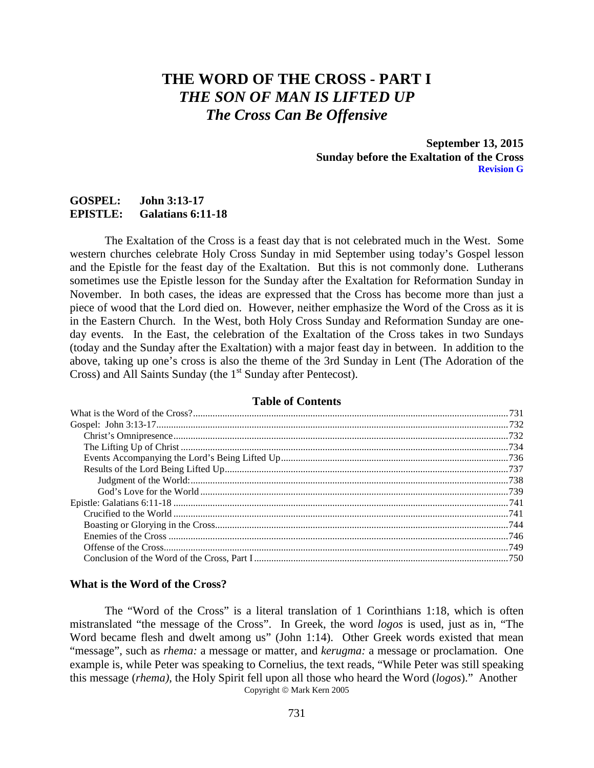# THE WORD OF THE CROSS - PART I
## *THE SON OF MAN IS LIFTED UP*
## *The Cross Can Be Offensive*

**September 13, 2015**
**Sunday before the Exaltation of the Cross**
**Revision G**

**GOSPEL: John 3:13-17**
**EPISTLE: Galatians 6:11-18**

The Exaltation of the Cross is a feast day that is not celebrated much in the West. Some western churches celebrate Holy Cross Sunday in mid September using today's Gospel lesson and the Epistle for the feast day of the Exaltation. But this is not commonly done. Lutherans sometimes use the Epistle lesson for the Sunday after the Exaltation for Reformation Sunday in November. In both cases, the ideas are expressed that the Cross has become more than just a piece of wood that the Lord died on. However, neither emphasize the Word of the Cross as it is in the Eastern Church. In the West, both Holy Cross Sunday and Reformation Sunday are one-day events. In the East, the celebration of the Exaltation of the Cross takes in two Sundays (today and the Sunday after the Exaltation) with a major feast day in between. In addition to the above, taking up one's cross is also the theme of the 3rd Sunday in Lent (The Adoration of the Cross) and All Saints Sunday (the 1st Sunday after Pentecost).

**Table of Contents**

- What is the Word of the Cross? ....... 731
- Gospel: John 3:13-17 ....... 732
  - Christ's Omnipresence ....... 732
  - The Lifting Up of Christ ....... 734
  - Events Accompanying the Lord's Being Lifted Up ....... 736
  - Results of the Lord Being Lifted Up ....... 737
    - Judgment of the World: ....... 738
    - God's Love for the World ....... 739
- Epistle: Galatians 6:11-18 ....... 741
  - Crucified to the World ....... 741
  - Boasting or Glorying in the Cross ....... 744
  - Enemies of the Cross ....... 746
  - Offense of the Cross ....... 749
  - Conclusion of the Word of the Cross, Part I ....... 750

### What is the Word of the Cross?

The "Word of the Cross" is a literal translation of 1 Corinthians 1:18, which is often mistranslated "the message of the Cross". In Greek, the word *logos* is used, just as in, "The Word became flesh and dwelt among us" (John 1:14). Other Greek words existed that mean "message", such as *rhema:* a message or matter, and *kerugma:* a message or proclamation. One example is, while Peter was speaking to Cornelius, the text reads, "While Peter was still speaking this message (*rhema)*, the Holy Spirit fell upon all those who heard the Word (*logos*)." Another

Copyright © Mark Kern 2005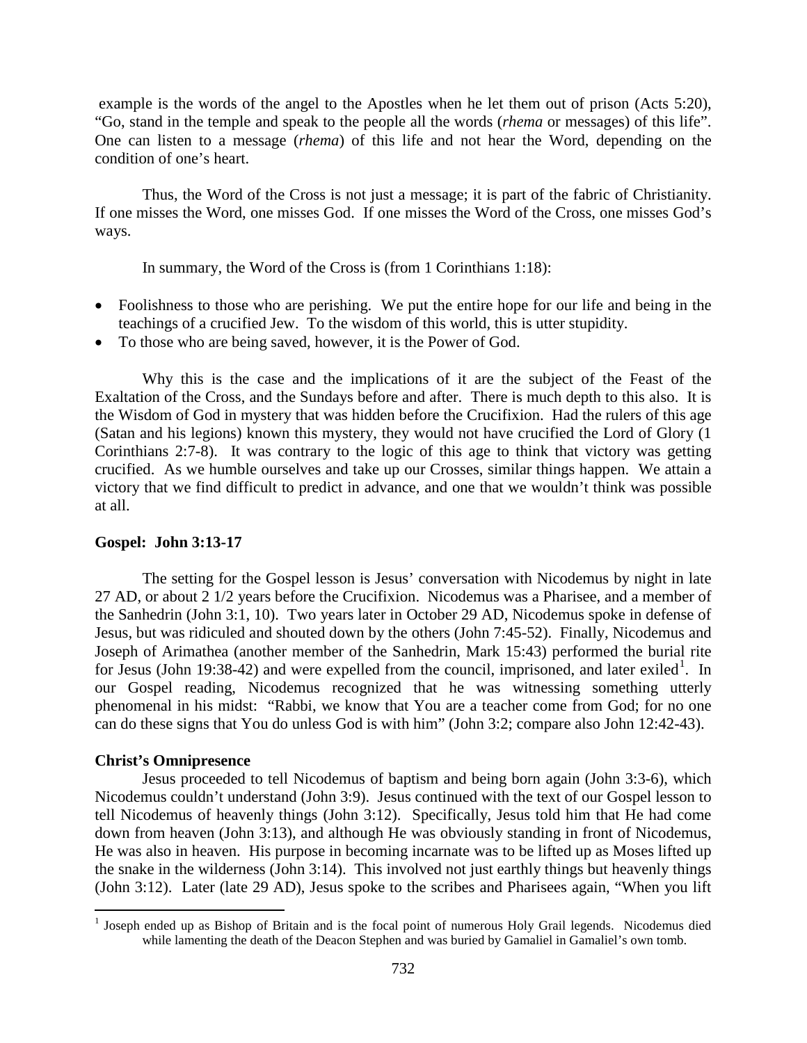example is the words of the angel to the Apostles when he let them out of prison (Acts 5:20), "Go, stand in the temple and speak to the people all the words (*rhema* or messages) of this life". One can listen to a message (*rhema*) of this life and not hear the Word, depending on the condition of one's heart.

Thus, the Word of the Cross is not just a message; it is part of the fabric of Christianity. If one misses the Word, one misses God. If one misses the Word of the Cross, one misses God's ways.

In summary, the Word of the Cross is (from 1 Corinthians 1:18):

- Foolishness to those who are perishing. We put the entire hope for our life and being in the teachings of a crucified Jew. To the wisdom of this world, this is utter stupidity.
- To those who are being saved, however, it is the Power of God.

Why this is the case and the implications of it are the subject of the Feast of the Exaltation of the Cross, and the Sundays before and after. There is much depth to this also. It is the Wisdom of God in mystery that was hidden before the Crucifixion. Had the rulers of this age (Satan and his legions) known this mystery, they would not have crucified the Lord of Glory (1 Corinthians 2:7-8). It was contrary to the logic of this age to think that victory was getting crucified. As we humble ourselves and take up our Crosses, similar things happen. We attain a victory that we find difficult to predict in advance, and one that we wouldn't think was possible at all.

**Gospel: John 3:13-17**

The setting for the Gospel lesson is Jesus' conversation with Nicodemus by night in late 27 AD, or about 2 1/2 years before the Crucifixion. Nicodemus was a Pharisee, and a member of the Sanhedrin (John 3:1, 10). Two years later in October 29 AD, Nicodemus spoke in defense of Jesus, but was ridiculed and shouted down by the others (John 7:45-52). Finally, Nicodemus and Joseph of Arimathea (another member of the Sanhedrin, Mark 15:43) performed the burial rite for Jesus (John 19:38-42) and were expelled from the council, imprisoned, and later exiled[1]. In our Gospel reading, Nicodemus recognized that he was witnessing something utterly phenomenal in his midst: "Rabbi, we know that You are a teacher come from God; for no one can do these signs that You do unless God is with him" (John 3:2; compare also John 12:42-43).

**Christ's Omnipresence**

Jesus proceeded to tell Nicodemus of baptism and being born again (John 3:3-6), which Nicodemus couldn't understand (John 3:9). Jesus continued with the text of our Gospel lesson to tell Nicodemus of heavenly things (John 3:12). Specifically, Jesus told him that He had come down from heaven (John 3:13), and although He was obviously standing in front of Nicodemus, He was also in heaven. His purpose in becoming incarnate was to be lifted up as Moses lifted up the snake in the wilderness (John 3:14). This involved not just earthly things but heavenly things (John 3:12). Later (late 29 AD), Jesus spoke to the scribes and Pharisees again, "When you lift

---

[1] Joseph ended up as Bishop of Britain and is the focal point of numerous Holy Grail legends. Nicodemus died while lamenting the death of the Deacon Stephen and was buried by Gamaliel in Gamaliel's own tomb.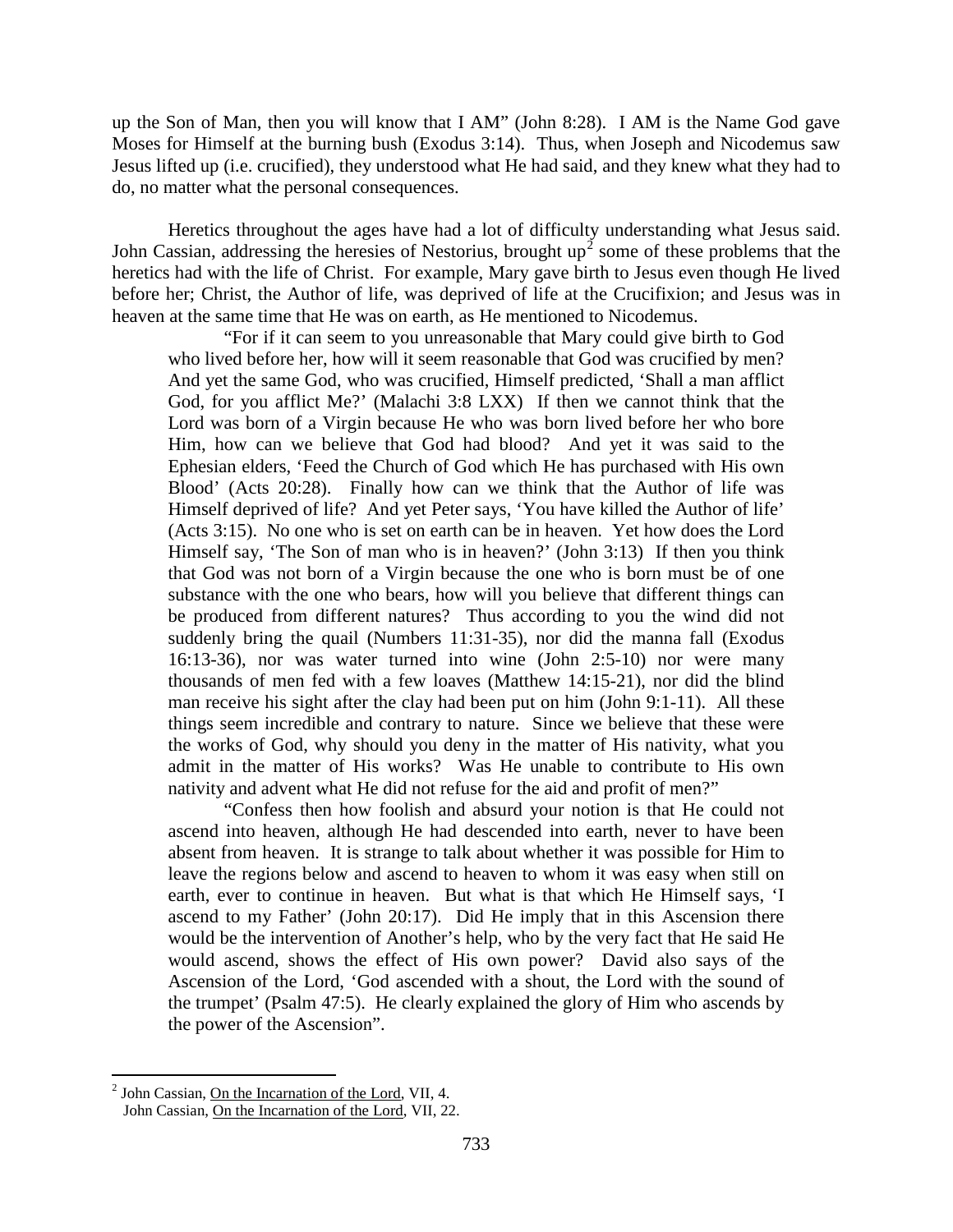up the Son of Man, then you will know that I AM" (John 8:28). I AM is the Name God gave Moses for Himself at the burning bush (Exodus 3:14). Thus, when Joseph and Nicodemus saw Jesus lifted up (i.e. crucified), they understood what He had said, and they knew what they had to do, no matter what the personal consequences.

Heretics throughout the ages have had a lot of difficulty understanding what Jesus said. John Cassian, addressing the heresies of Nestorius, brought up[2] some of these problems that the heretics had with the life of Christ. For example, Mary gave birth to Jesus even though He lived before her; Christ, the Author of life, was deprived of life at the Crucifixion; and Jesus was in heaven at the same time that He was on earth, as He mentioned to Nicodemus.

> "For if it can seem to you unreasonable that Mary could give birth to God who lived before her, how will it seem reasonable that God was crucified by men? And yet the same God, who was crucified, Himself predicted, 'Shall a man afflict God, for you afflict Me?' (Malachi 3:8 LXX) If then we cannot think that the Lord was born of a Virgin because He who was born lived before her who bore Him, how can we believe that God had blood? And yet it was said to the Ephesian elders, 'Feed the Church of God which He has purchased with His own Blood' (Acts 20:28). Finally how can we think that the Author of life was Himself deprived of life? And yet Peter says, 'You have killed the Author of life' (Acts 3:15). No one who is set on earth can be in heaven. Yet how does the Lord Himself say, 'The Son of man who is in heaven?' (John 3:13) If then you think that God was not born of a Virgin because the one who is born must be of one substance with the one who bears, how will you believe that different things can be produced from different natures? Thus according to you the wind did not suddenly bring the quail (Numbers 11:31-35), nor did the manna fall (Exodus 16:13-36), nor was water turned into wine (John 2:5-10) nor were many thousands of men fed with a few loaves (Matthew 14:15-21), nor did the blind man receive his sight after the clay had been put on him (John 9:1-11). All these things seem incredible and contrary to nature. Since we believe that these were the works of God, why should you deny in the matter of His nativity, what you admit in the matter of His works? Was He unable to contribute to His own nativity and advent what He did not refuse for the aid and profit of men?"
>
> "Confess then how foolish and absurd your notion is that He could not ascend into heaven, although He had descended into earth, never to have been absent from heaven. It is strange to talk about whether it was possible for Him to leave the regions below and ascend to heaven to whom it was easy when still on earth, ever to continue in heaven. But what is that which He Himself says, 'I ascend to my Father' (John 20:17). Did He imply that in this Ascension there would be the intervention of Another's help, who by the very fact that He said He would ascend, shows the effect of His own power? David also says of the Ascension of the Lord, 'God ascended with a shout, the Lord with the sound of the trumpet' (Psalm 47:5). He clearly explained the glory of Him who ascends by the power of the Ascension".

---

[2] John Cassian, On the Incarnation of the Lord, VII, 4.
John Cassian, On the Incarnation of the Lord, VII, 22.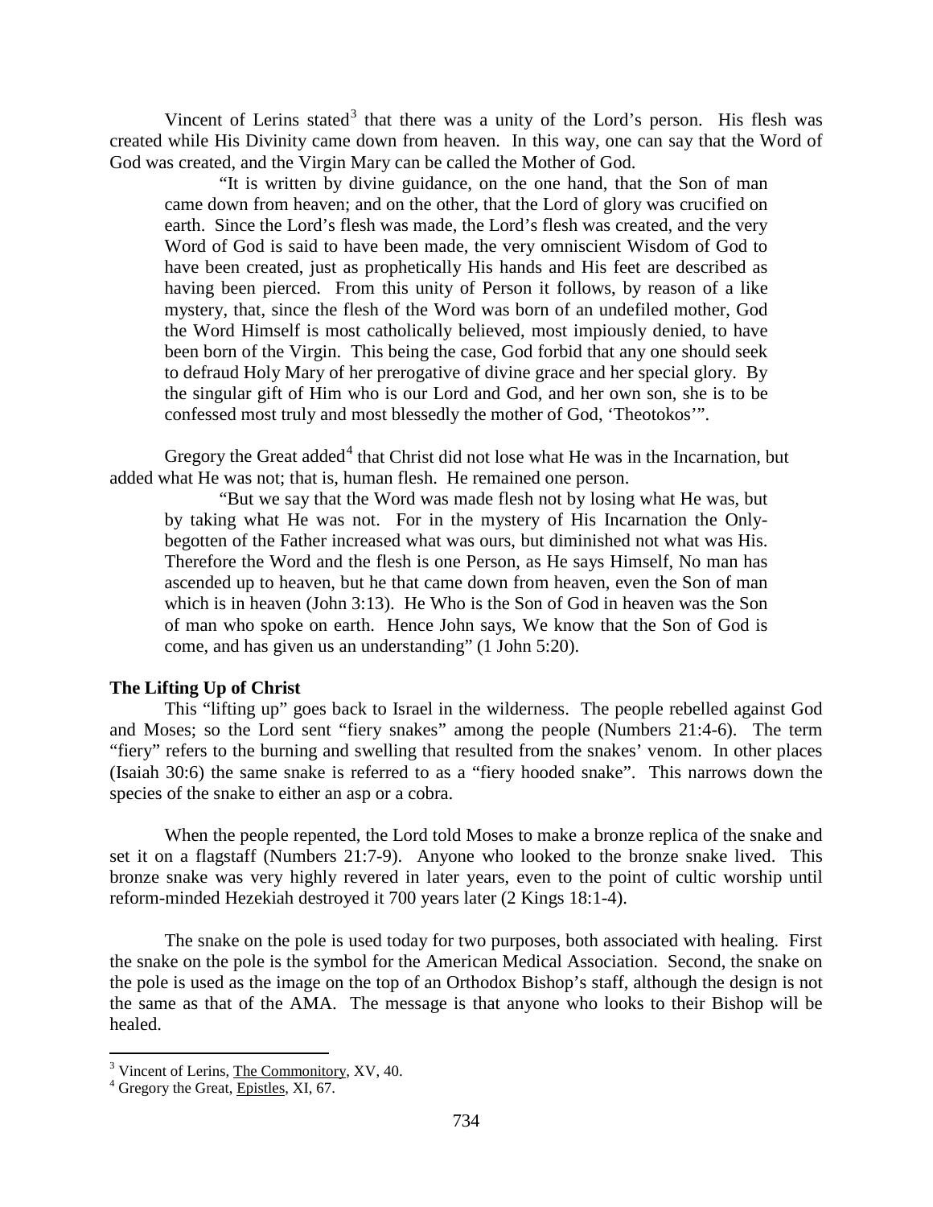Vincent of Lerins stated[3] that there was a unity of the Lord's person. His flesh was created while His Divinity came down from heaven. In this way, one can say that the Word of God was created, and the Virgin Mary can be called the Mother of God.

> "It is written by divine guidance, on the one hand, that the Son of man came down from heaven; and on the other, that the Lord of glory was crucified on earth. Since the Lord's flesh was made, the Lord's flesh was created, and the very Word of God is said to have been made, the very omniscient Wisdom of God to have been created, just as prophetically His hands and His feet are described as having been pierced. From this unity of Person it follows, by reason of a like mystery, that, since the flesh of the Word was born of an undefiled mother, God the Word Himself is most catholically believed, most impiously denied, to have been born of the Virgin. This being the case, God forbid that any one should seek to defraud Holy Mary of her prerogative of divine grace and her special glory. By the singular gift of Him who is our Lord and God, and her own son, she is to be confessed most truly and most blessedly the mother of God, 'Theotokos'".

Gregory the Great added[4] that Christ did not lose what He was in the Incarnation, but added what He was not; that is, human flesh. He remained one person.

> "But we say that the Word was made flesh not by losing what He was, but by taking what He was not. For in the mystery of His Incarnation the Only-begotten of the Father increased what was ours, but diminished not what was His. Therefore the Word and the flesh is one Person, as He says Himself, No man has ascended up to heaven, but he that came down from heaven, even the Son of man which is in heaven (John 3:13). He Who is the Son of God in heaven was the Son of man who spoke on earth. Hence John says, We know that the Son of God is come, and has given us an understanding" (1 John 5:20).

**The Lifting Up of Christ**

This "lifting up" goes back to Israel in the wilderness. The people rebelled against God and Moses; so the Lord sent "fiery snakes" among the people (Numbers 21:4-6). The term "fiery" refers to the burning and swelling that resulted from the snakes' venom. In other places (Isaiah 30:6) the same snake is referred to as a "fiery hooded snake". This narrows down the species of the snake to either an asp or a cobra.

When the people repented, the Lord told Moses to make a bronze replica of the snake and set it on a flagstaff (Numbers 21:7-9). Anyone who looked to the bronze snake lived. This bronze snake was very highly revered in later years, even to the point of cultic worship until reform-minded Hezekiah destroyed it 700 years later (2 Kings 18:1-4).

The snake on the pole is used today for two purposes, both associated with healing. First the snake on the pole is the symbol for the American Medical Association. Second, the snake on the pole is used as the image on the top of an Orthodox Bishop's staff, although the design is not the same as that of the AMA. The message is that anyone who looks to their Bishop will be healed.

---

[3] Vincent of Lerins, The Commonitory, XV, 40.

[4] Gregory the Great, Epistles, XI, 67.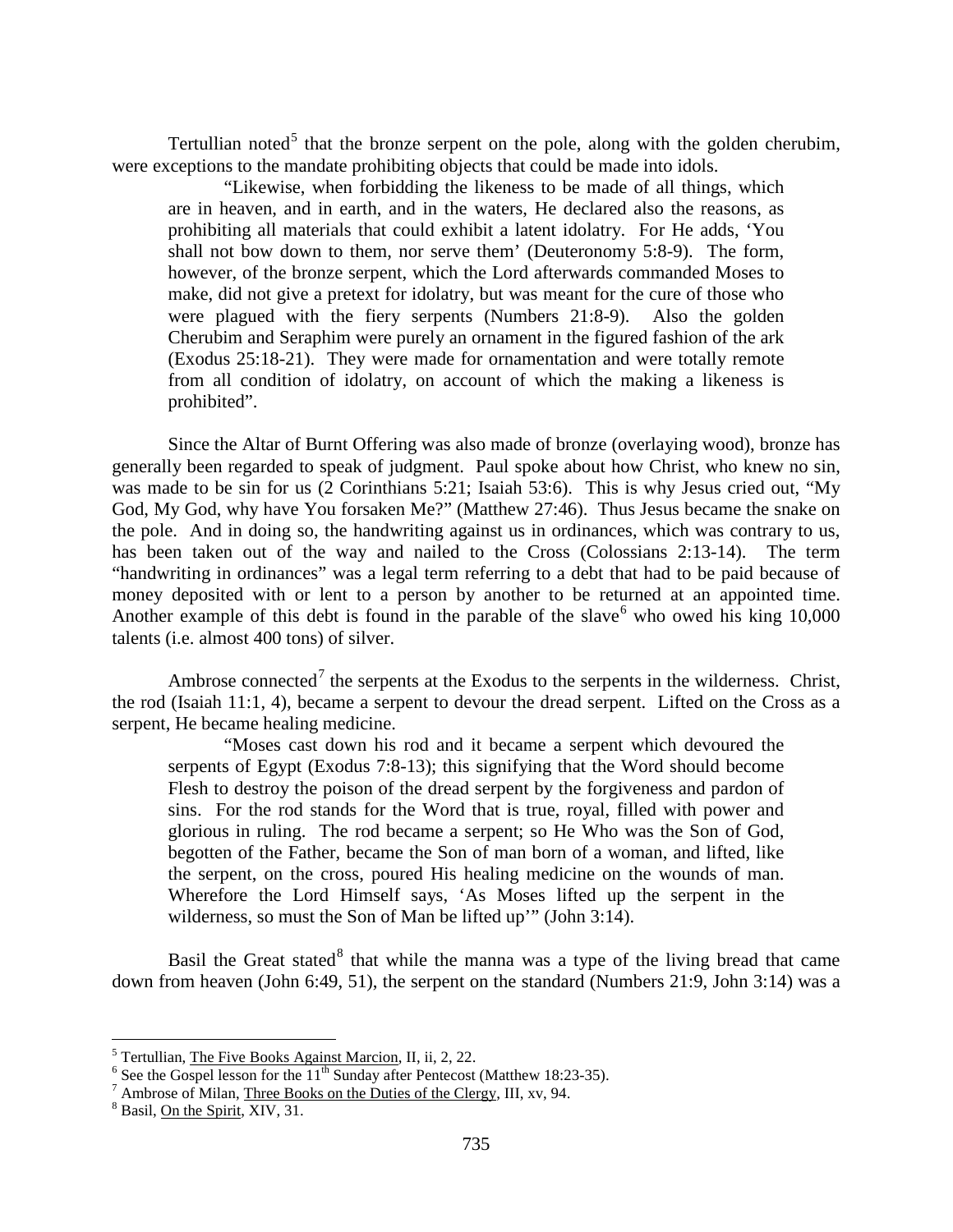Tertullian noted[5] that the bronze serpent on the pole, along with the golden cherubim, were exceptions to the mandate prohibiting objects that could be made into idols.

> "Likewise, when forbidding the likeness to be made of all things, which are in heaven, and in earth, and in the waters, He declared also the reasons, as prohibiting all materials that could exhibit a latent idolatry. For He adds, 'You shall not bow down to them, nor serve them' (Deuteronomy 5:8-9). The form, however, of the bronze serpent, which the Lord afterwards commanded Moses to make, did not give a pretext for idolatry, but was meant for the cure of those who were plagued with the fiery serpents (Numbers 21:8-9). Also the golden Cherubim and Seraphim were purely an ornament in the figured fashion of the ark (Exodus 25:18-21). They were made for ornamentation and were totally remote from all condition of idolatry, on account of which the making a likeness is prohibited".

Since the Altar of Burnt Offering was also made of bronze (overlaying wood), bronze has generally been regarded to speak of judgment. Paul spoke about how Christ, who knew no sin, was made to be sin for us (2 Corinthians 5:21; Isaiah 53:6). This is why Jesus cried out, "My God, My God, why have You forsaken Me?" (Matthew 27:46). Thus Jesus became the snake on the pole. And in doing so, the handwriting against us in ordinances, which was contrary to us, has been taken out of the way and nailed to the Cross (Colossians 2:13-14). The term "handwriting in ordinances" was a legal term referring to a debt that had to be paid because of money deposited with or lent to a person by another to be returned at an appointed time. Another example of this debt is found in the parable of the slave[6] who owed his king 10,000 talents (i.e. almost 400 tons) of silver.

Ambrose connected[7] the serpents at the Exodus to the serpents in the wilderness. Christ, the rod (Isaiah 11:1, 4), became a serpent to devour the dread serpent. Lifted on the Cross as a serpent, He became healing medicine.

> "Moses cast down his rod and it became a serpent which devoured the serpents of Egypt (Exodus 7:8-13); this signifying that the Word should become Flesh to destroy the poison of the dread serpent by the forgiveness and pardon of sins. For the rod stands for the Word that is true, royal, filled with power and glorious in ruling. The rod became a serpent; so He Who was the Son of God, begotten of the Father, became the Son of man born of a woman, and lifted, like the serpent, on the cross, poured His healing medicine on the wounds of man. Wherefore the Lord Himself says, 'As Moses lifted up the serpent in the wilderness, so must the Son of Man be lifted up'" (John 3:14).

Basil the Great stated[8] that while the manna was a type of the living bread that came down from heaven (John 6:49, 51), the serpent on the standard (Numbers 21:9, John 3:14) was a

---

[5] Tertullian, The Five Books Against Marcion, II, ii, 2, 22.

[6] See the Gospel lesson for the 11th Sunday after Pentecost (Matthew 18:23-35).

[7] Ambrose of Milan, Three Books on the Duties of the Clergy, III, xv, 94.

[8] Basil, On the Spirit, XIV, 31.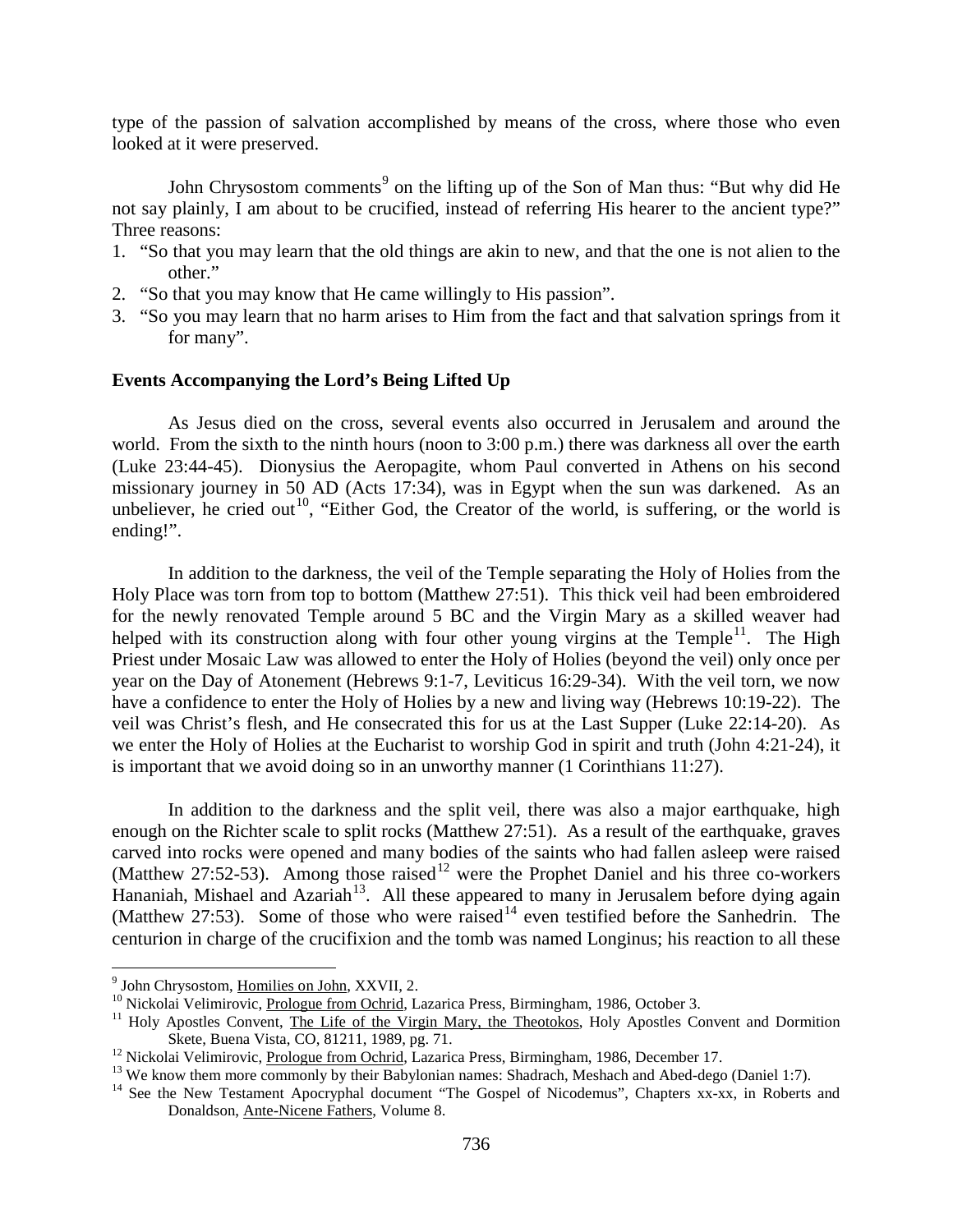type of the passion of salvation accomplished by means of the cross, where those who even looked at it were preserved.

John Chrysostom comments[9] on the lifting up of the Son of Man thus: "But why did He not say plainly, I am about to be crucified, instead of referring His hearer to the ancient type?" Three reasons:

1. "So that you may learn that the old things are akin to new, and that the one is not alien to the other."
2. "So that you may know that He came willingly to His passion".
3. "So you may learn that no harm arises to Him from the fact and that salvation springs from it for many".

**Events Accompanying the Lord's Being Lifted Up**

As Jesus died on the cross, several events also occurred in Jerusalem and around the world. From the sixth to the ninth hours (noon to 3:00 p.m.) there was darkness all over the earth (Luke 23:44-45). Dionysius the Aeropagite, whom Paul converted in Athens on his second missionary journey in 50 AD (Acts 17:34), was in Egypt when the sun was darkened. As an unbeliever, he cried out[10], "Either God, the Creator of the world, is suffering, or the world is ending!".

In addition to the darkness, the veil of the Temple separating the Holy of Holies from the Holy Place was torn from top to bottom (Matthew 27:51). This thick veil had been embroidered for the newly renovated Temple around 5 BC and the Virgin Mary as a skilled weaver had helped with its construction along with four other young virgins at the Temple[11]. The High Priest under Mosaic Law was allowed to enter the Holy of Holies (beyond the veil) only once per year on the Day of Atonement (Hebrews 9:1-7, Leviticus 16:29-34). With the veil torn, we now have a confidence to enter the Holy of Holies by a new and living way (Hebrews 10:19-22). The veil was Christ's flesh, and He consecrated this for us at the Last Supper (Luke 22:14-20). As we enter the Holy of Holies at the Eucharist to worship God in spirit and truth (John 4:21-24), it is important that we avoid doing so in an unworthy manner (1 Corinthians 11:27).

In addition to the darkness and the split veil, there was also a major earthquake, high enough on the Richter scale to split rocks (Matthew 27:51). As a result of the earthquake, graves carved into rocks were opened and many bodies of the saints who had fallen asleep were raised (Matthew 27:52-53). Among those raised[12] were the Prophet Daniel and his three co-workers Hananiah, Mishael and Azariah[13]. All these appeared to many in Jerusalem before dying again (Matthew 27:53). Some of those who were raised[14] even testified before the Sanhedrin. The centurion in charge of the crucifixion and the tomb was named Longinus; his reaction to all these

---

[9] John Chrysostom, Homilies on John, XXVII, 2.

[10] Nickolai Velimirovic, Prologue from Ochrid, Lazarica Press, Birmingham, 1986, October 3.

[11] Holy Apostles Convent, The Life of the Virgin Mary, the Theotokos, Holy Apostles Convent and Dormition Skete, Buena Vista, CO, 81211, 1989, pg. 71.

[12] Nickolai Velimirovic, Prologue from Ochrid, Lazarica Press, Birmingham, 1986, December 17.

[13] We know them more commonly by their Babylonian names: Shadrach, Meshach and Abed-dego (Daniel 1:7).

[14] See the New Testament Apocryphal document "The Gospel of Nicodemus", Chapters xx-xx, in Roberts and Donaldson, Ante-Nicene Fathers, Volume 8.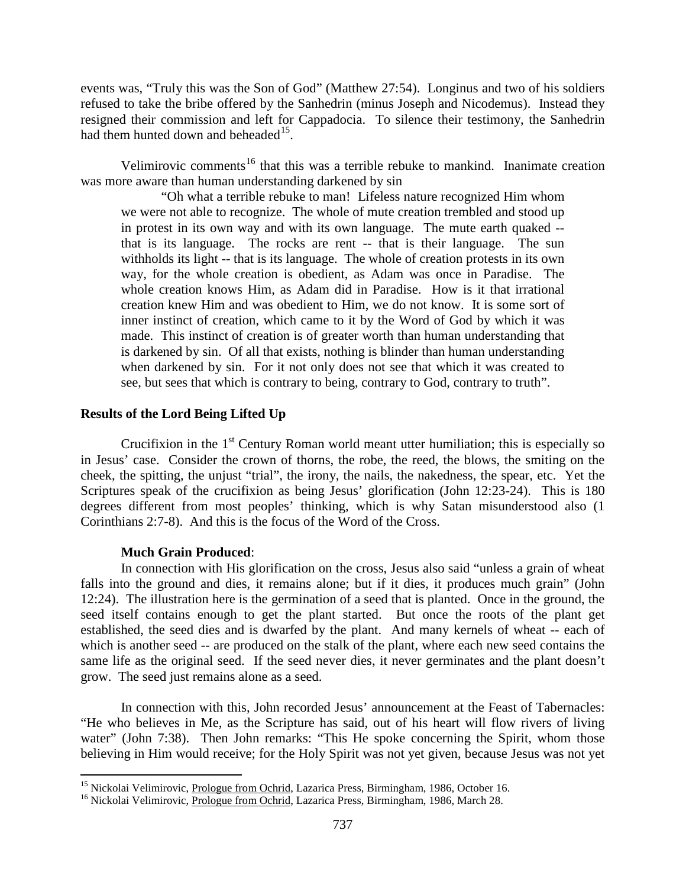events was, "Truly this was the Son of God" (Matthew 27:54). Longinus and two of his soldiers refused to take the bribe offered by the Sanhedrin (minus Joseph and Nicodemus). Instead they resigned their commission and left for Cappadocia. To silence their testimony, the Sanhedrin had them hunted down and beheaded[15].

Velimirovic comments[16] that this was a terrible rebuke to mankind. Inanimate creation was more aware than human understanding darkened by sin

> "Oh what a terrible rebuke to man! Lifeless nature recognized Him whom we were not able to recognize. The whole of mute creation trembled and stood up in protest in its own way and with its own language. The mute earth quaked -- that is its language. The rocks are rent -- that is their language. The sun withholds its light -- that is its language. The whole of creation protests in its own way, for the whole creation is obedient, as Adam was once in Paradise. The whole creation knows Him, as Adam did in Paradise. How is it that irrational creation knew Him and was obedient to Him, we do not know. It is some sort of inner instinct of creation, which came to it by the Word of God by which it was made. This instinct of creation is of greater worth than human understanding that is darkened by sin. Of all that exists, nothing is blinder than human understanding when darkened by sin. For it not only does not see that which it was created to see, but sees that which is contrary to being, contrary to God, contrary to truth".

## Results of the Lord Being Lifted Up

Crucifixion in the 1st Century Roman world meant utter humiliation; this is especially so in Jesus' case. Consider the crown of thorns, the robe, the reed, the blows, the smiting on the cheek, the spitting, the unjust "trial", the irony, the nails, the nakedness, the spear, etc. Yet the Scriptures speak of the crucifixion as being Jesus' glorification (John 12:23-24). This is 180 degrees different from most peoples' thinking, which is why Satan misunderstood also (1 Corinthians 2:7-8). And this is the focus of the Word of the Cross.

### Much Grain Produced:

In connection with His glorification on the cross, Jesus also said "unless a grain of wheat falls into the ground and dies, it remains alone; but if it dies, it produces much grain" (John 12:24). The illustration here is the germination of a seed that is planted. Once in the ground, the seed itself contains enough to get the plant started. But once the roots of the plant get established, the seed dies and is dwarfed by the plant. And many kernels of wheat -- each of which is another seed -- are produced on the stalk of the plant, where each new seed contains the same life as the original seed. If the seed never dies, it never germinates and the plant doesn't grow. The seed just remains alone as a seed.

In connection with this, John recorded Jesus' announcement at the Feast of Tabernacles: "He who believes in Me, as the Scripture has said, out of his heart will flow rivers of living water" (John 7:38). Then John remarks: "This He spoke concerning the Spirit, whom those believing in Him would receive; for the Holy Spirit was not yet given, because Jesus was not yet

---

[15] Nickolai Velimirovic, Prologue from Ochrid, Lazarica Press, Birmingham, 1986, October 16.

[16] Nickolai Velimirovic, Prologue from Ochrid, Lazarica Press, Birmingham, 1986, March 28.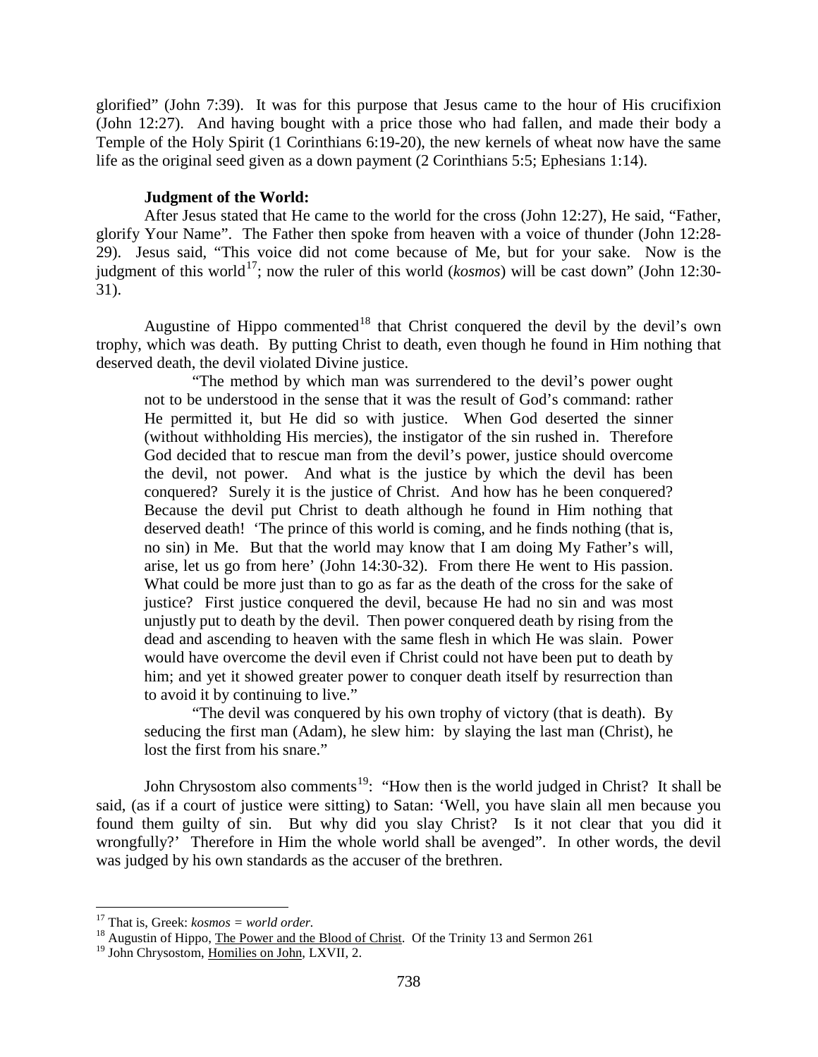glorified" (John 7:39). It was for this purpose that Jesus came to the hour of His crucifixion (John 12:27). And having bought with a price those who had fallen, and made their body a Temple of the Holy Spirit (1 Corinthians 6:19-20), the new kernels of wheat now have the same life as the original seed given as a down payment (2 Corinthians 5:5; Ephesians 1:14).

**Judgment of the World:**

After Jesus stated that He came to the world for the cross (John 12:27), He said, "Father, glorify Your Name". The Father then spoke from heaven with a voice of thunder (John 12:28-29). Jesus said, "This voice did not come because of Me, but for your sake. Now is the judgment of this world[17]; now the ruler of this world (*kosmos*) will be cast down" (John 12:30-31).

Augustine of Hippo commented[18] that Christ conquered the devil by the devil's own trophy, which was death. By putting Christ to death, even though he found in Him nothing that deserved death, the devil violated Divine justice.

> "The method by which man was surrendered to the devil's power ought not to be understood in the sense that it was the result of God's command: rather He permitted it, but He did so with justice. When God deserted the sinner (without withholding His mercies), the instigator of the sin rushed in. Therefore God decided that to rescue man from the devil's power, justice should overcome the devil, not power. And what is the justice by which the devil has been conquered? Surely it is the justice of Christ. And how has he been conquered? Because the devil put Christ to death although he found in Him nothing that deserved death! 'The prince of this world is coming, and he finds nothing (that is, no sin) in Me. But that the world may know that I am doing My Father's will, arise, let us go from here' (John 14:30-32). From there He went to His passion. What could be more just than to go as far as the death of the cross for the sake of justice? First justice conquered the devil, because He had no sin and was most unjustly put to death by the devil. Then power conquered death by rising from the dead and ascending to heaven with the same flesh in which He was slain. Power would have overcome the devil even if Christ could not have been put to death by him; and yet it showed greater power to conquer death itself by resurrection than to avoid it by continuing to live."
>
> "The devil was conquered by his own trophy of victory (that is death). By seducing the first man (Adam), he slew him: by slaying the last man (Christ), he lost the first from his snare."

John Chrysostom also comments[19]: "How then is the world judged in Christ? It shall be said, (as if a court of justice were sitting) to Satan: 'Well, you have slain all men because you found them guilty of sin. But why did you slay Christ? Is it not clear that you did it wrongfully?' Therefore in Him the whole world shall be avenged". In other words, the devil was judged by his own standards as the accuser of the brethren.

---

[17] That is, Greek: *kosmos = world order.*

[18] Augustin of Hippo, The Power and the Blood of Christ. Of the Trinity 13 and Sermon 261

[19] John Chrysostom, Homilies on John, LXVII, 2.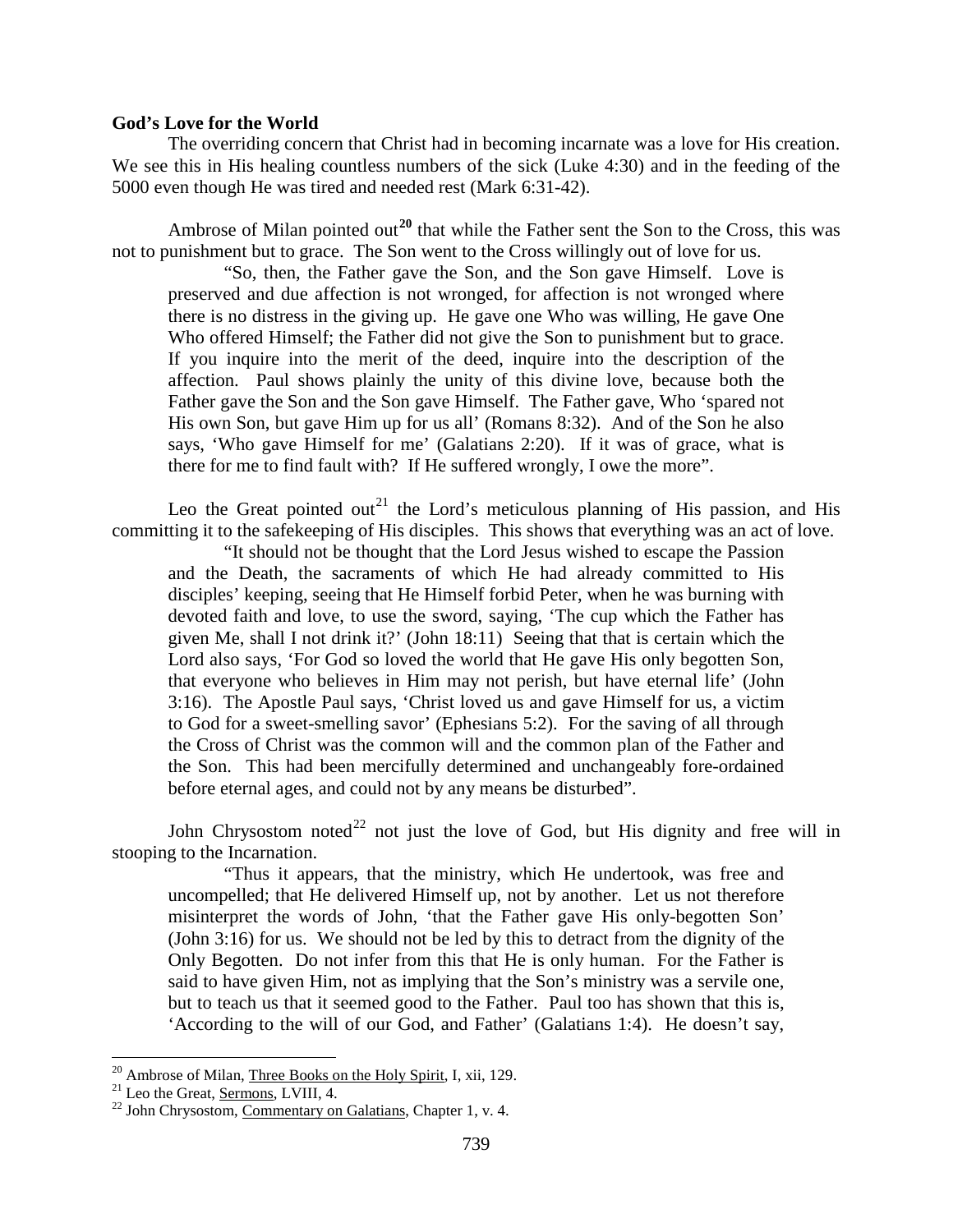**God's Love for the World**

The overriding concern that Christ had in becoming incarnate was a love for His creation. We see this in His healing countless numbers of the sick (Luke 4:30) and in the feeding of the 5000 even though He was tired and needed rest (Mark 6:31-42).

Ambrose of Milan pointed out[20] that while the Father sent the Son to the Cross, this was not to punishment but to grace. The Son went to the Cross willingly out of love for us.

> "So, then, the Father gave the Son, and the Son gave Himself. Love is preserved and due affection is not wronged, for affection is not wronged where there is no distress in the giving up. He gave one Who was willing, He gave One Who offered Himself; the Father did not give the Son to punishment but to grace. If you inquire into the merit of the deed, inquire into the description of the affection. Paul shows plainly the unity of this divine love, because both the Father gave the Son and the Son gave Himself. The Father gave, Who 'spared not His own Son, but gave Him up for us all' (Romans 8:32). And of the Son he also says, 'Who gave Himself for me' (Galatians 2:20). If it was of grace, what is there for me to find fault with? If He suffered wrongly, I owe the more".

Leo the Great pointed out[21] the Lord's meticulous planning of His passion, and His committing it to the safekeeping of His disciples. This shows that everything was an act of love.

> "It should not be thought that the Lord Jesus wished to escape the Passion and the Death, the sacraments of which He had already committed to His disciples' keeping, seeing that He Himself forbid Peter, when he was burning with devoted faith and love, to use the sword, saying, 'The cup which the Father has given Me, shall I not drink it?' (John 18:11) Seeing that that is certain which the Lord also says, 'For God so loved the world that He gave His only begotten Son, that everyone who believes in Him may not perish, but have eternal life' (John 3:16). The Apostle Paul says, 'Christ loved us and gave Himself for us, a victim to God for a sweet-smelling savor' (Ephesians 5:2). For the saving of all through the Cross of Christ was the common will and the common plan of the Father and the Son. This had been mercifully determined and unchangeably fore-ordained before eternal ages, and could not by any means be disturbed".

John Chrysostom noted[22] not just the love of God, but His dignity and free will in stooping to the Incarnation.

> "Thus it appears, that the ministry, which He undertook, was free and uncompelled; that He delivered Himself up, not by another. Let us not therefore misinterpret the words of John, 'that the Father gave His only-begotten Son' (John 3:16) for us. We should not be led by this to detract from the dignity of the Only Begotten. Do not infer from this that He is only human. For the Father is said to have given Him, not as implying that the Son's ministry was a servile one, but to teach us that it seemed good to the Father. Paul too has shown that this is, 'According to the will of our God, and Father' (Galatians 1:4). He doesn't say,

---

[20] Ambrose of Milan, Three Books on the Holy Spirit, I, xii, 129.

[21] Leo the Great, Sermons, LVIII, 4.

[22] John Chrysostom, Commentary on Galatians, Chapter 1, v. 4.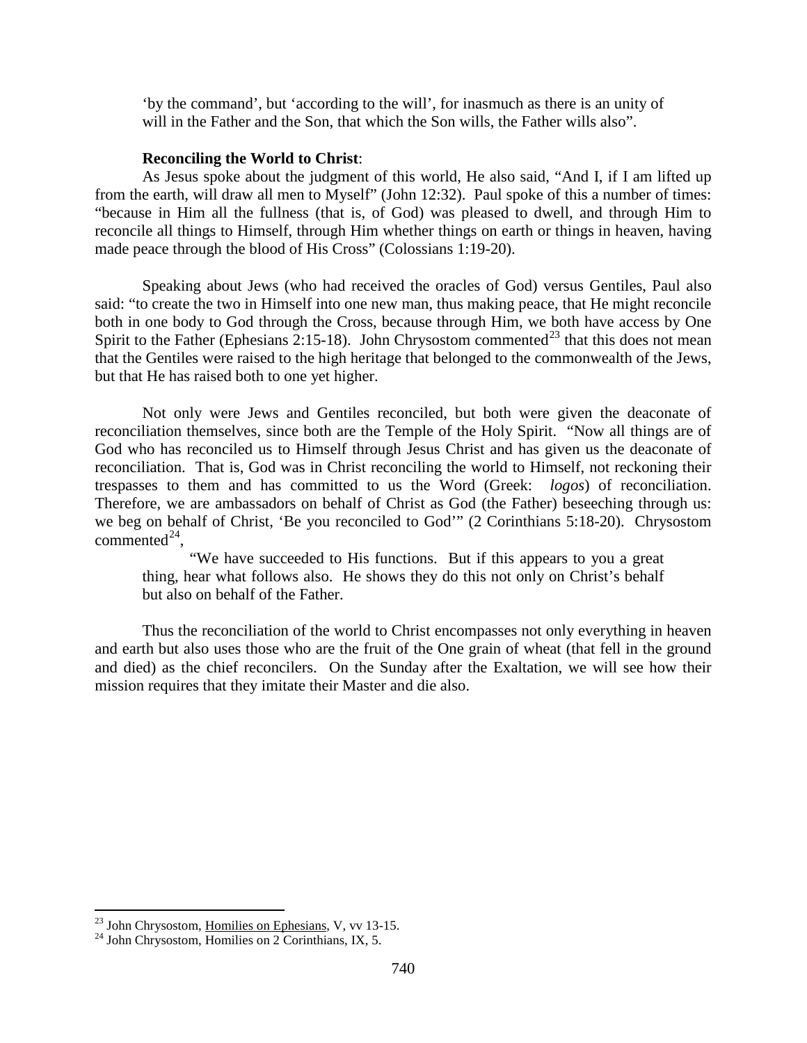> 'by the command', but 'according to the will', for inasmuch as there is an unity of will in the Father and the Son, that which the Son wills, the Father wills also".

**Reconciling the World to Christ**:

As Jesus spoke about the judgment of this world, He also said, "And I, if I am lifted up from the earth, will draw all men to Myself" (John 12:32). Paul spoke of this a number of times: "because in Him all the fullness (that is, of God) was pleased to dwell, and through Him to reconcile all things to Himself, through Him whether things on earth or things in heaven, having made peace through the blood of His Cross" (Colossians 1:19-20).

Speaking about Jews (who had received the oracles of God) versus Gentiles, Paul also said: "to create the two in Himself into one new man, thus making peace, that He might reconcile both in one body to God through the Cross, because through Him, we both have access by One Spirit to the Father (Ephesians 2:15-18). John Chrysostom commented[23] that this does not mean that the Gentiles were raised to the high heritage that belonged to the commonwealth of the Jews, but that He has raised both to one yet higher.

Not only were Jews and Gentiles reconciled, but both were given the deaconate of reconciliation themselves, since both are the Temple of the Holy Spirit. "Now all things are of God who has reconciled us to Himself through Jesus Christ and has given us the deaconate of reconciliation. That is, God was in Christ reconciling the world to Himself, not reckoning their trespasses to them and has committed to us the Word (Greek: *logos*) of reconciliation. Therefore, we are ambassadors on behalf of Christ as God (the Father) beseeching through us: we beg on behalf of Christ, 'Be you reconciled to God'" (2 Corinthians 5:18-20). Chrysostom commented[24],

> "We have succeeded to His functions. But if this appears to you a great thing, hear what follows also. He shows they do this not only on Christ's behalf but also on behalf of the Father.

Thus the reconciliation of the world to Christ encompasses not only everything in heaven and earth but also uses those who are the fruit of the One grain of wheat (that fell in the ground and died) as the chief reconcilers. On the Sunday after the Exaltation, we will see how their mission requires that they imitate their Master and die also.

---

[23] John Chrysostom, Homilies on Ephesians, V, vv 13-15.

[24] John Chrysostom, Homilies on 2 Corinthians, IX, 5.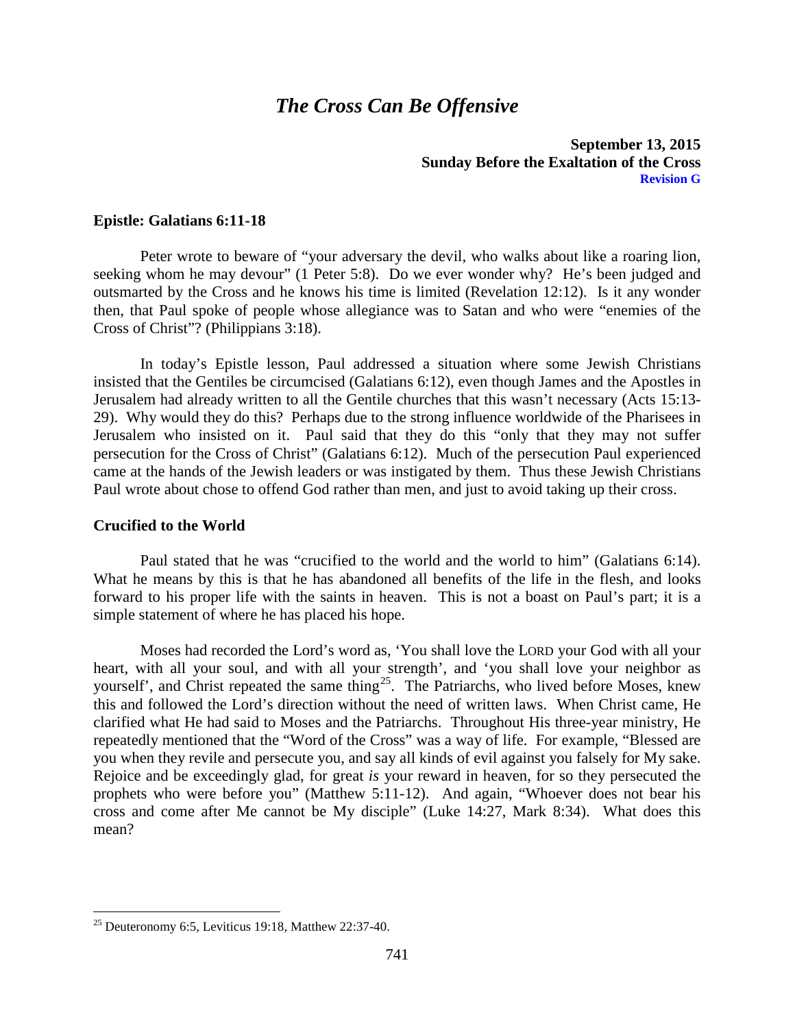# *The Cross Can Be Offensive*

**September 13, 2015**
**Sunday Before the Exaltation of the Cross**
**Revision G**

## Epistle: Galatians 6:11-18

Peter wrote to beware of "your adversary the devil, who walks about like a roaring lion, seeking whom he may devour" (1 Peter 5:8). Do we ever wonder why? He's been judged and outsmarted by the Cross and he knows his time is limited (Revelation 12:12). Is it any wonder then, that Paul spoke of people whose allegiance was to Satan and who were "enemies of the Cross of Christ"? (Philippians 3:18).

In today's Epistle lesson, Paul addressed a situation where some Jewish Christians insisted that the Gentiles be circumcised (Galatians 6:12), even though James and the Apostles in Jerusalem had already written to all the Gentile churches that this wasn't necessary (Acts 15:13-29). Why would they do this? Perhaps due to the strong influence worldwide of the Pharisees in Jerusalem who insisted on it. Paul said that they do this "only that they may not suffer persecution for the Cross of Christ" (Galatians 6:12). Much of the persecution Paul experienced came at the hands of the Jewish leaders or was instigated by them. Thus these Jewish Christians Paul wrote about chose to offend God rather than men, and just to avoid taking up their cross.

## Crucified to the World

Paul stated that he was "crucified to the world and the world to him" (Galatians 6:14). What he means by this is that he has abandoned all benefits of the life in the flesh, and looks forward to his proper life with the saints in heaven. This is not a boast on Paul's part; it is a simple statement of where he has placed his hope.

Moses had recorded the Lord's word as, 'You shall love the LORD your God with all your heart, with all your soul, and with all your strength', and 'you shall love your neighbor as yourself', and Christ repeated the same thing[25]. The Patriarchs, who lived before Moses, knew this and followed the Lord's direction without the need of written laws. When Christ came, He clarified what He had said to Moses and the Patriarchs. Throughout His three-year ministry, He repeatedly mentioned that the "Word of the Cross" was a way of life. For example, "Blessed are you when they revile and persecute you, and say all kinds of evil against you falsely for My sake. Rejoice and be exceedingly glad, for great *is* your reward in heaven, for so they persecuted the prophets who were before you" (Matthew 5:11-12). And again, "Whoever does not bear his cross and come after Me cannot be My disciple" (Luke 14:27, Mark 8:34). What does this mean?

---

[25] Deuteronomy 6:5, Leviticus 19:18, Matthew 22:37-40.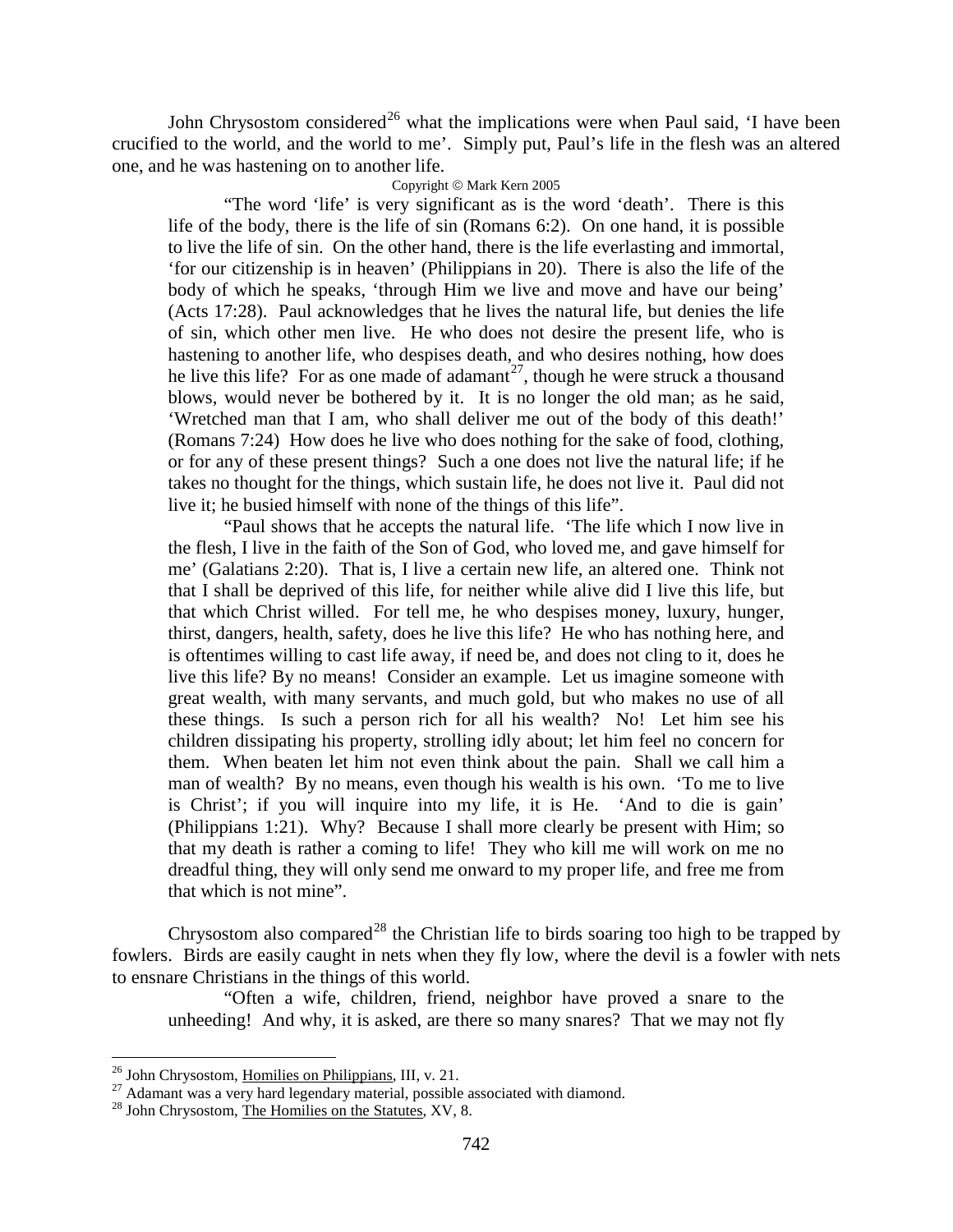John Chrysostom considered[26] what the implications were when Paul said, 'I have been crucified to the world, and the world to me'. Simply put, Paul's life in the flesh was an altered one, and he was hastening on to another life.

Copyright © Mark Kern 2005

> "The word 'life' is very significant as is the word 'death'. There is this life of the body, there is the life of sin (Romans 6:2). On one hand, it is possible to live the life of sin. On the other hand, there is the life everlasting and immortal, 'for our citizenship is in heaven' (Philippians in 20). There is also the life of the body of which he speaks, 'through Him we live and move and have our being' (Acts 17:28). Paul acknowledges that he lives the natural life, but denies the life of sin, which other men live. He who does not desire the present life, who is hastening to another life, who despises death, and who desires nothing, how does he live this life? For as one made of adamant[27], though he were struck a thousand blows, would never be bothered by it. It is no longer the old man; as he said, 'Wretched man that I am, who shall deliver me out of the body of this death!' (Romans 7:24) How does he live who does nothing for the sake of food, clothing, or for any of these present things? Such a one does not live the natural life; if he takes no thought for the things, which sustain life, he does not live it. Paul did not live it; he busied himself with none of the things of this life".
>
> "Paul shows that he accepts the natural life. 'The life which I now live in the flesh, I live in the faith of the Son of God, who loved me, and gave himself for me' (Galatians 2:20). That is, I live a certain new life, an altered one. Think not that I shall be deprived of this life, for neither while alive did I live this life, but that which Christ willed. For tell me, he who despises money, luxury, hunger, thirst, dangers, health, safety, does he live this life? He who has nothing here, and is oftentimes willing to cast life away, if need be, and does not cling to it, does he live this life? By no means! Consider an example. Let us imagine someone with great wealth, with many servants, and much gold, but who makes no use of all these things. Is such a person rich for all his wealth? No! Let him see his children dissipating his property, strolling idly about; let him feel no concern for them. When beaten let him not even think about the pain. Shall we call him a man of wealth? By no means, even though his wealth is his own. 'To me to live is Christ'; if you will inquire into my life, it is He. 'And to die is gain' (Philippians 1:21). Why? Because I shall more clearly be present with Him; so that my death is rather a coming to life! They who kill me will work on me no dreadful thing, they will only send me onward to my proper life, and free me from that which is not mine".

Chrysostom also compared[28] the Christian life to birds soaring too high to be trapped by fowlers. Birds are easily caught in nets when they fly low, where the devil is a fowler with nets to ensnare Christians in the things of this world.

> "Often a wife, children, friend, neighbor have proved a snare to the unheeding! And why, it is asked, are there so many snares? That we may not fly

---

[26] John Chrysostom, Homilies on Philippians, III, v. 21.

[27] Adamant was a very hard legendary material, possible associated with diamond.

[28] John Chrysostom, The Homilies on the Statutes, XV, 8.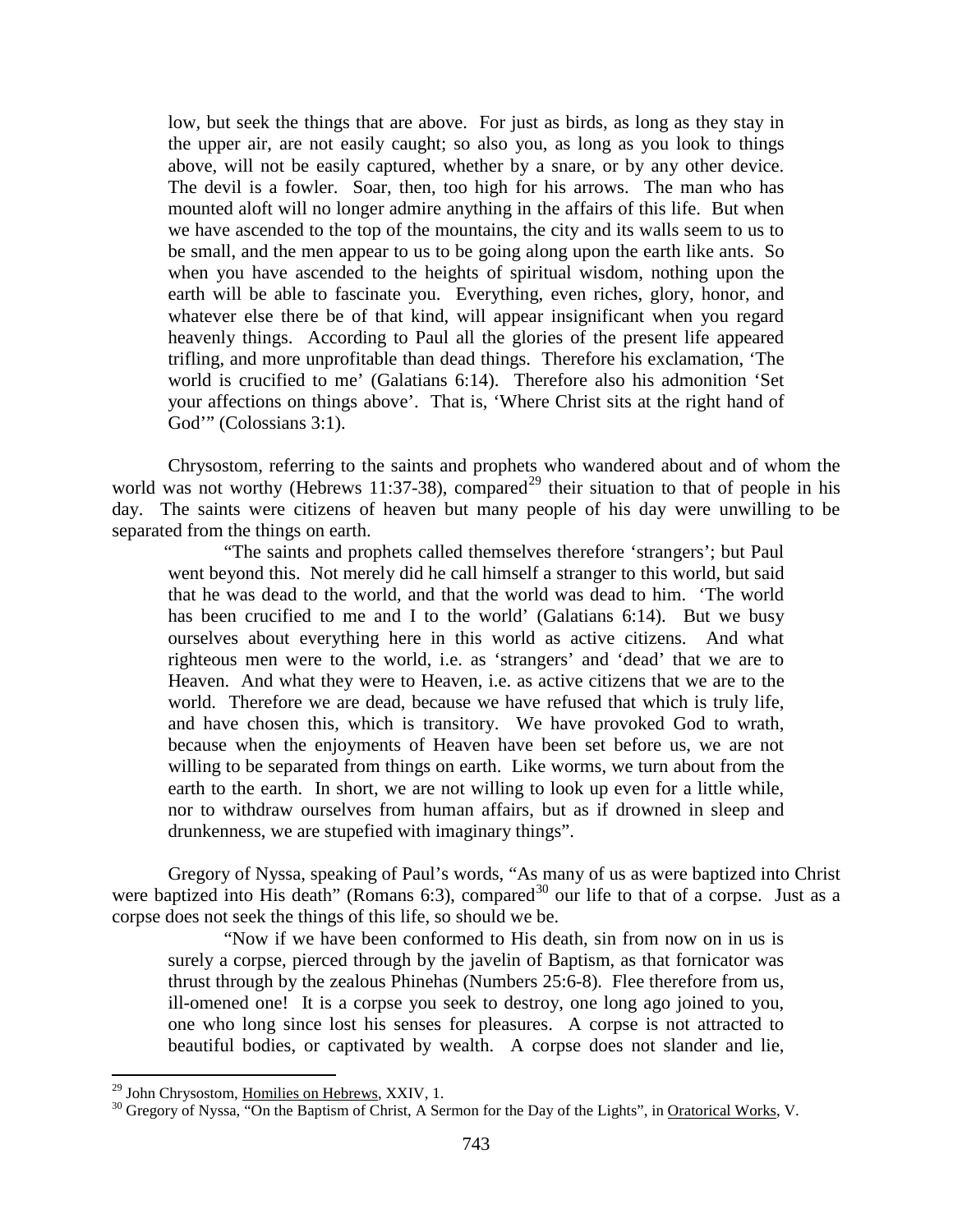> low, but seek the things that are above. For just as birds, as long as they stay in the upper air, are not easily caught; so also you, as long as you look to things above, will not be easily captured, whether by a snare, or by any other device. The devil is a fowler. Soar, then, too high for his arrows. The man who has mounted aloft will no longer admire anything in the affairs of this life. But when we have ascended to the top of the mountains, the city and its walls seem to us to be small, and the men appear to us to be going along upon the earth like ants. So when you have ascended to the heights of spiritual wisdom, nothing upon the earth will be able to fascinate you. Everything, even riches, glory, honor, and whatever else there be of that kind, will appear insignificant when you regard heavenly things. According to Paul all the glories of the present life appeared trifling, and more unprofitable than dead things. Therefore his exclamation, 'The world is crucified to me' (Galatians 6:14). Therefore also his admonition 'Set your affections on things above'. That is, 'Where Christ sits at the right hand of God'" (Colossians 3:1).

Chrysostom, referring to the saints and prophets who wandered about and of whom the world was not worthy (Hebrews 11:37-38), compared[29] their situation to that of people in his day. The saints were citizens of heaven but many people of his day were unwilling to be separated from the things on earth.

> "The saints and prophets called themselves therefore 'strangers'; but Paul went beyond this. Not merely did he call himself a stranger to this world, but said that he was dead to the world, and that the world was dead to him. 'The world has been crucified to me and I to the world' (Galatians 6:14). But we busy ourselves about everything here in this world as active citizens. And what righteous men were to the world, i.e. as 'strangers' and 'dead' that we are to Heaven. And what they were to Heaven, i.e. as active citizens that we are to the world. Therefore we are dead, because we have refused that which is truly life, and have chosen this, which is transitory. We have provoked God to wrath, because when the enjoyments of Heaven have been set before us, we are not willing to be separated from things on earth. Like worms, we turn about from the earth to the earth. In short, we are not willing to look up even for a little while, nor to withdraw ourselves from human affairs, but as if drowned in sleep and drunkenness, we are stupefied with imaginary things".

Gregory of Nyssa, speaking of Paul's words, "As many of us as were baptized into Christ were baptized into His death" (Romans 6:3), compared[30] our life to that of a corpse. Just as a corpse does not seek the things of this life, so should we be.

> "Now if we have been conformed to His death, sin from now on in us is surely a corpse, pierced through by the javelin of Baptism, as that fornicator was thrust through by the zealous Phinehas (Numbers 25:6-8). Flee therefore from us, ill-omened one! It is a corpse you seek to destroy, one long ago joined to you, one who long since lost his senses for pleasures. A corpse is not attracted to beautiful bodies, or captivated by wealth. A corpse does not slander and lie,

---

[29] John Chrysostom, Homilies on Hebrews, XXIV, 1.

[30] Gregory of Nyssa, "On the Baptism of Christ, A Sermon for the Day of the Lights", in Oratorical Works, V.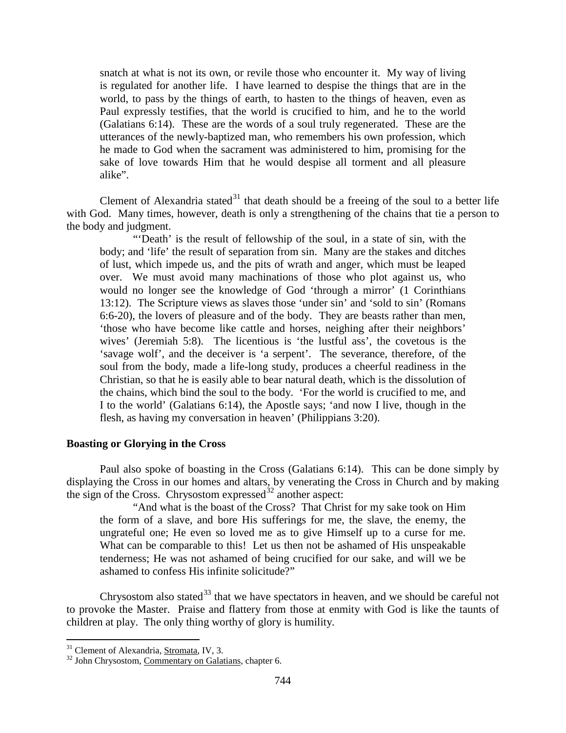snatch at what is not its own, or revile those who encounter it. My way of living is regulated for another life. I have learned to despise the things that are in the world, to pass by the things of earth, to hasten to the things of heaven, even as Paul expressly testifies, that the world is crucified to him, and he to the world (Galatians 6:14). These are the words of a soul truly regenerated. These are the utterances of the newly-baptized man, who remembers his own profession, which he made to God when the sacrament was administered to him, promising for the sake of love towards Him that he would despise all torment and all pleasure alike".

Clement of Alexandria stated[31] that death should be a freeing of the soul to a better life with God. Many times, however, death is only a strengthening of the chains that tie a person to the body and judgment.

> "'Death' is the result of fellowship of the soul, in a state of sin, with the body; and 'life' the result of separation from sin. Many are the stakes and ditches of lust, which impede us, and the pits of wrath and anger, which must be leaped over. We must avoid many machinations of those who plot against us, who would no longer see the knowledge of God 'through a mirror' (1 Corinthians 13:12). The Scripture views as slaves those 'under sin' and 'sold to sin' (Romans 6:6-20), the lovers of pleasure and of the body. They are beasts rather than men, 'those who have become like cattle and horses, neighing after their neighbors' wives' (Jeremiah 5:8). The licentious is 'the lustful ass', the covetous is the 'savage wolf', and the deceiver is 'a serpent'. The severance, therefore, of the soul from the body, made a life-long study, produces a cheerful readiness in the Christian, so that he is easily able to bear natural death, which is the dissolution of the chains, which bind the soul to the body. 'For the world is crucified to me, and I to the world' (Galatians 6:14), the Apostle says; 'and now I live, though in the flesh, as having my conversation in heaven' (Philippians 3:20).

### Boasting or Glorying in the Cross

Paul also spoke of boasting in the Cross (Galatians 6:14). This can be done simply by displaying the Cross in our homes and altars, by venerating the Cross in Church and by making the sign of the Cross. Chrysostom expressed[32] another aspect:

> "And what is the boast of the Cross? That Christ for my sake took on Him the form of a slave, and bore His sufferings for me, the slave, the enemy, the ungrateful one; He even so loved me as to give Himself up to a curse for me. What can be comparable to this! Let us then not be ashamed of His unspeakable tenderness; He was not ashamed of being crucified for our sake, and will we be ashamed to confess His infinite solicitude?"

Chrysostom also stated[33] that we have spectators in heaven, and we should be careful not to provoke the Master. Praise and flattery from those at enmity with God is like the taunts of children at play. The only thing worthy of glory is humility.

---

[31] Clement of Alexandria, Stromata, IV, 3.

[32] John Chrysostom, Commentary on Galatians, chapter 6.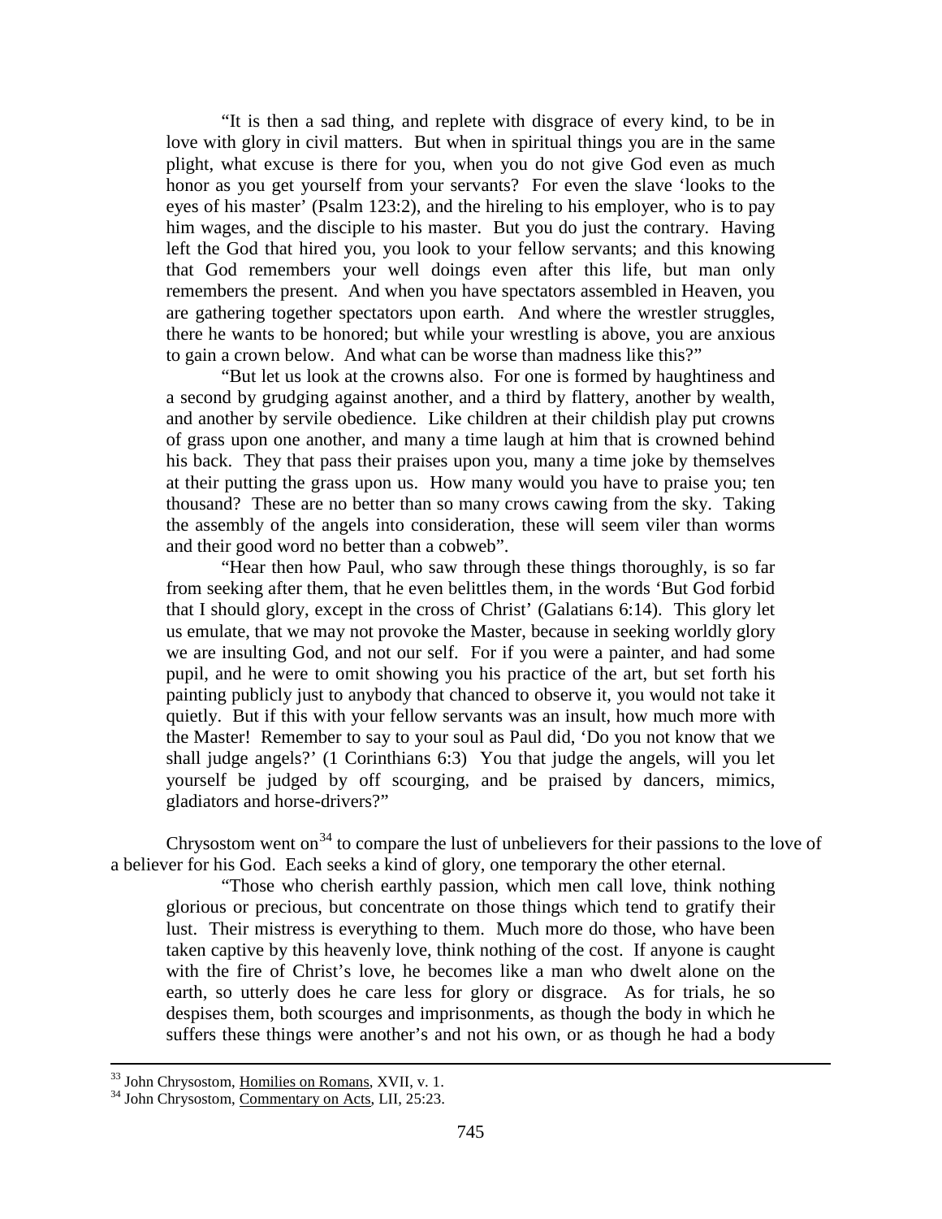"It is then a sad thing, and replete with disgrace of every kind, to be in love with glory in civil matters. But when in spiritual things you are in the same plight, what excuse is there for you, when you do not give God even as much honor as you get yourself from your servants? For even the slave 'looks to the eyes of his master' (Psalm 123:2), and the hireling to his employer, who is to pay him wages, and the disciple to his master. But you do just the contrary. Having left the God that hired you, you look to your fellow servants; and this knowing that God remembers your well doings even after this life, but man only remembers the present. And when you have spectators assembled in Heaven, you are gathering together spectators upon earth. And where the wrestler struggles, there he wants to be honored; but while your wrestling is above, you are anxious to gain a crown below. And what can be worse than madness like this?"

"But let us look at the crowns also. For one is formed by haughtiness and a second by grudging against another, and a third by flattery, another by wealth, and another by servile obedience. Like children at their childish play put crowns of grass upon one another, and many a time laugh at him that is crowned behind his back. They that pass their praises upon you, many a time joke by themselves at their putting the grass upon us. How many would you have to praise you; ten thousand? These are no better than so many crows cawing from the sky. Taking the assembly of the angels into consideration, these will seem viler than worms and their good word no better than a cobweb".

"Hear then how Paul, who saw through these things thoroughly, is so far from seeking after them, that he even belittles them, in the words 'But God forbid that I should glory, except in the cross of Christ' (Galatians 6:14). This glory let us emulate, that we may not provoke the Master, because in seeking worldly glory we are insulting God, and not our self. For if you were a painter, and had some pupil, and he were to omit showing you his practice of the art, but set forth his painting publicly just to anybody that chanced to observe it, you would not take it quietly. But if this with your fellow servants was an insult, how much more with the Master! Remember to say to your soul as Paul did, 'Do you not know that we shall judge angels?' (1 Corinthians 6:3) You that judge the angels, will you let yourself be judged by off scourging, and be praised by dancers, mimics, gladiators and horse-drivers?"

Chrysostom went on[34] to compare the lust of unbelievers for their passions to the love of a believer for his God. Each seeks a kind of glory, one temporary the other eternal.

"Those who cherish earthly passion, which men call love, think nothing glorious or precious, but concentrate on those things which tend to gratify their lust. Their mistress is everything to them. Much more do those, who have been taken captive by this heavenly love, think nothing of the cost. If anyone is caught with the fire of Christ's love, he becomes like a man who dwelt alone on the earth, so utterly does he care less for glory or disgrace. As for trials, he so despises them, both scourges and imprisonments, as though the body in which he suffers these things were another's and not his own, or as though he had a body

---

[33] John Chrysostom, Homilies on Romans, XVII, v. 1.

[34] John Chrysostom, Commentary on Acts, LII, 25:23.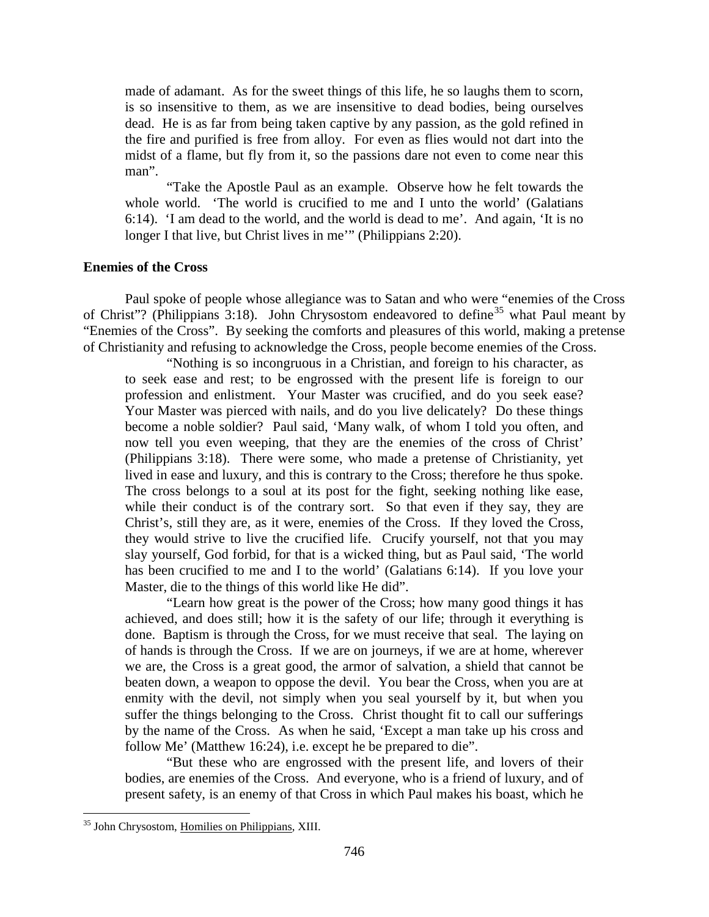made of adamant. As for the sweet things of this life, he so laughs them to scorn, is so insensitive to them, as we are insensitive to dead bodies, being ourselves dead. He is as far from being taken captive by any passion, as the gold refined in the fire and purified is free from alloy. For even as flies would not dart into the midst of a flame, but fly from it, so the passions dare not even to come near this man".

"Take the Apostle Paul as an example. Observe how he felt towards the whole world. 'The world is crucified to me and I unto the world' (Galatians 6:14). 'I am dead to the world, and the world is dead to me'. And again, 'It is no longer I that live, but Christ lives in me'" (Philippians 2:20).

**Enemies of the Cross**

Paul spoke of people whose allegiance was to Satan and who were "enemies of the Cross of Christ"? (Philippians 3:18). John Chrysostom endeavored to define[35] what Paul meant by "Enemies of the Cross". By seeking the comforts and pleasures of this world, making a pretense of Christianity and refusing to acknowledge the Cross, people become enemies of the Cross.

"Nothing is so incongruous in a Christian, and foreign to his character, as to seek ease and rest; to be engrossed with the present life is foreign to our profession and enlistment. Your Master was crucified, and do you seek ease? Your Master was pierced with nails, and do you live delicately? Do these things become a noble soldier? Paul said, 'Many walk, of whom I told you often, and now tell you even weeping, that they are the enemies of the cross of Christ' (Philippians 3:18). There were some, who made a pretense of Christianity, yet lived in ease and luxury, and this is contrary to the Cross; therefore he thus spoke. The cross belongs to a soul at its post for the fight, seeking nothing like ease, while their conduct is of the contrary sort. So that even if they say, they are Christ's, still they are, as it were, enemies of the Cross. If they loved the Cross, they would strive to live the crucified life. Crucify yourself, not that you may slay yourself, God forbid, for that is a wicked thing, but as Paul said, 'The world has been crucified to me and I to the world' (Galatians 6:14). If you love your Master, die to the things of this world like He did".

"Learn how great is the power of the Cross; how many good things it has achieved, and does still; how it is the safety of our life; through it everything is done. Baptism is through the Cross, for we must receive that seal. The laying on of hands is through the Cross. If we are on journeys, if we are at home, wherever we are, the Cross is a great good, the armor of salvation, a shield that cannot be beaten down, a weapon to oppose the devil. You bear the Cross, when you are at enmity with the devil, not simply when you seal yourself by it, but when you suffer the things belonging to the Cross. Christ thought fit to call our sufferings by the name of the Cross. As when he said, 'Except a man take up his cross and follow Me' (Matthew 16:24), i.e. except he be prepared to die".

"But these who are engrossed with the present life, and lovers of their bodies, are enemies of the Cross. And everyone, who is a friend of luxury, and of present safety, is an enemy of that Cross in which Paul makes his boast, which he

---

[35] John Chrysostom, Homilies on Philippians, XIII.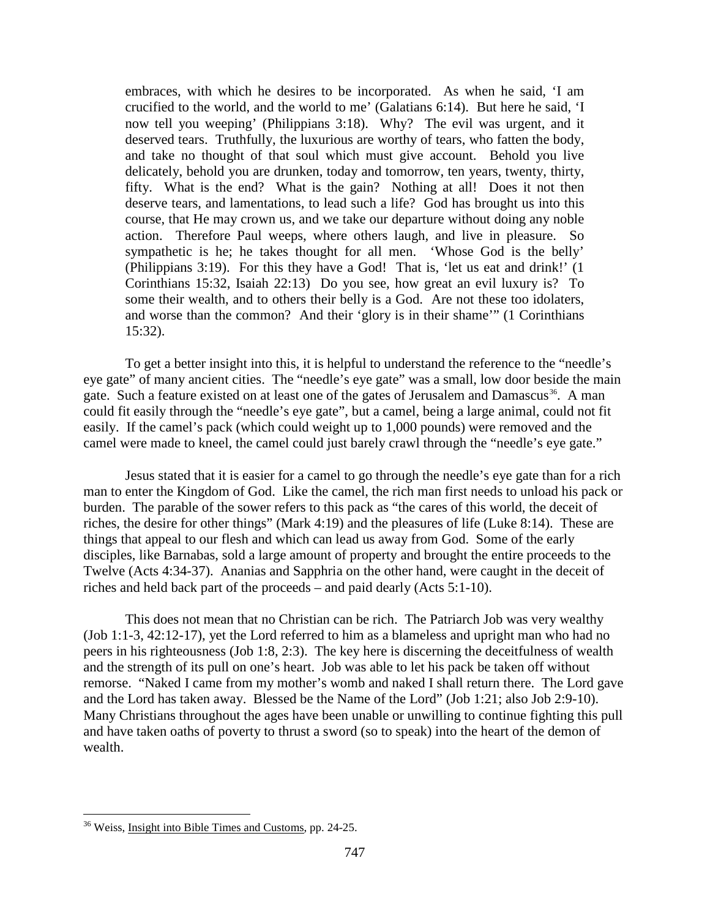> embraces, with which he desires to be incorporated. As when he said, 'I am crucified to the world, and the world to me' (Galatians 6:14). But here he said, 'I now tell you weeping' (Philippians 3:18). Why? The evil was urgent, and it deserved tears. Truthfully, the luxurious are worthy of tears, who fatten the body, and take no thought of that soul which must give account. Behold you live delicately, behold you are drunken, today and tomorrow, ten years, twenty, thirty, fifty. What is the end? What is the gain? Nothing at all! Does it not then deserve tears, and lamentations, to lead such a life? God has brought us into this course, that He may crown us, and we take our departure without doing any noble action. Therefore Paul weeps, where others laugh, and live in pleasure. So sympathetic is he; he takes thought for all men. 'Whose God is the belly' (Philippians 3:19). For this they have a God! That is, 'let us eat and drink!' (1 Corinthians 15:32, Isaiah 22:13) Do you see, how great an evil luxury is? To some their wealth, and to others their belly is a God. Are not these too idolaters, and worse than the common? And their 'glory is in their shame'" (1 Corinthians 15:32).

To get a better insight into this, it is helpful to understand the reference to the "needle's eye gate" of many ancient cities. The "needle's eye gate" was a small, low door beside the main gate. Such a feature existed on at least one of the gates of Jerusalem and Damascus[36]. A man could fit easily through the "needle's eye gate", but a camel, being a large animal, could not fit easily. If the camel's pack (which could weight up to 1,000 pounds) were removed and the camel were made to kneel, the camel could just barely crawl through the "needle's eye gate."

Jesus stated that it is easier for a camel to go through the needle's eye gate than for a rich man to enter the Kingdom of God. Like the camel, the rich man first needs to unload his pack or burden. The parable of the sower refers to this pack as "the cares of this world, the deceit of riches, the desire for other things" (Mark 4:19) and the pleasures of life (Luke 8:14). These are things that appeal to our flesh and which can lead us away from God. Some of the early disciples, like Barnabas, sold a large amount of property and brought the entire proceeds to the Twelve (Acts 4:34-37). Ananias and Sapphria on the other hand, were caught in the deceit of riches and held back part of the proceeds – and paid dearly (Acts 5:1-10).

This does not mean that no Christian can be rich. The Patriarch Job was very wealthy (Job 1:1-3, 42:12-17), yet the Lord referred to him as a blameless and upright man who had no peers in his righteousness (Job 1:8, 2:3). The key here is discerning the deceitfulness of wealth and the strength of its pull on one's heart. Job was able to let his pack be taken off without remorse. "Naked I came from my mother's womb and naked I shall return there. The Lord gave and the Lord has taken away. Blessed be the Name of the Lord" (Job 1:21; also Job 2:9-10). Many Christians throughout the ages have been unable or unwilling to continue fighting this pull and have taken oaths of poverty to thrust a sword (so to speak) into the heart of the demon of wealth.

---

[36] Weiss, Insight into Bible Times and Customs, pp. 24-25.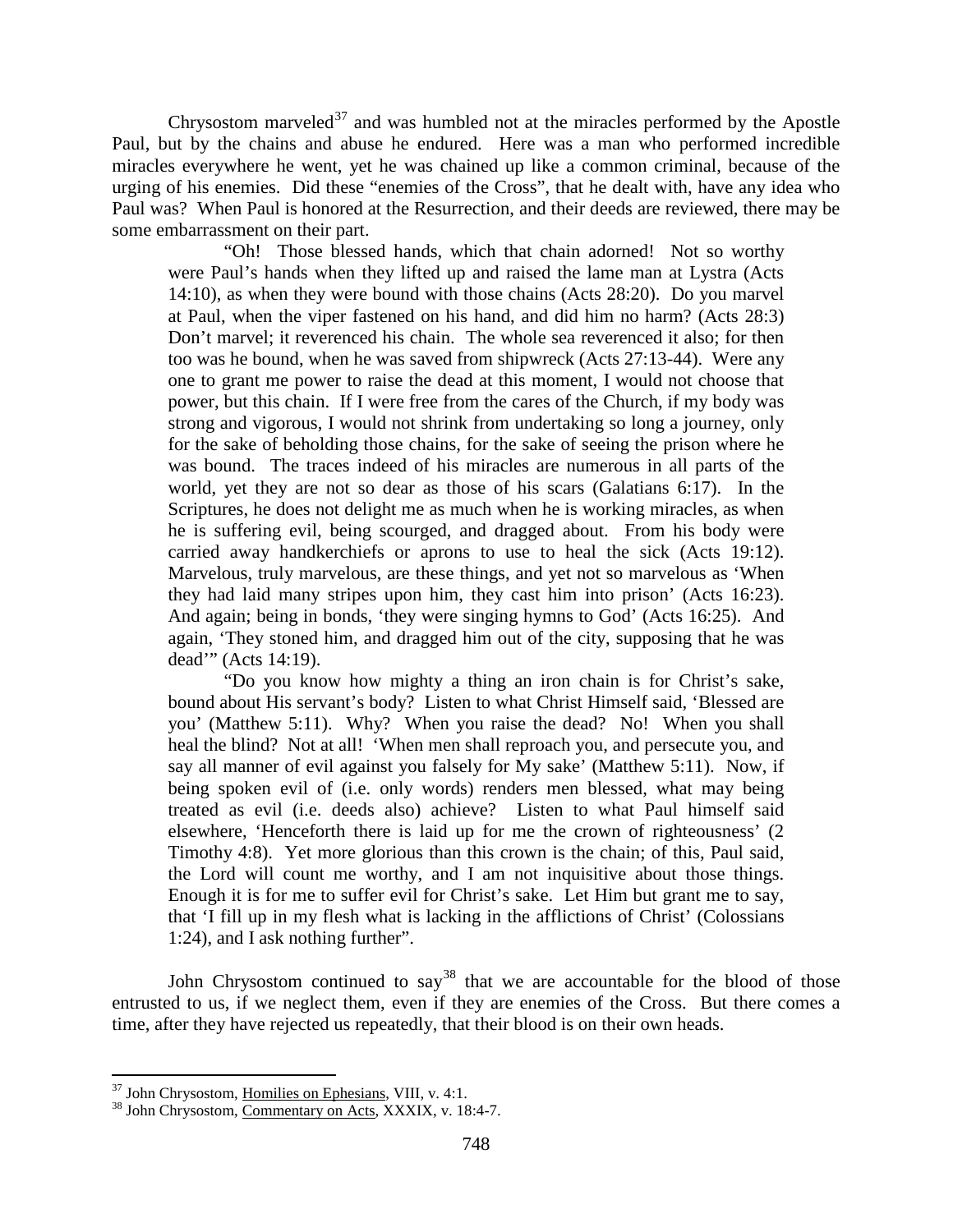Chrysostom marveled[37] and was humbled not at the miracles performed by the Apostle Paul, but by the chains and abuse he endured. Here was a man who performed incredible miracles everywhere he went, yet he was chained up like a common criminal, because of the urging of his enemies. Did these "enemies of the Cross", that he dealt with, have any idea who Paul was? When Paul is honored at the Resurrection, and their deeds are reviewed, there may be some embarrassment on their part.

> "Oh! Those blessed hands, which that chain adorned! Not so worthy were Paul's hands when they lifted up and raised the lame man at Lystra (Acts 14:10), as when they were bound with those chains (Acts 28:20). Do you marvel at Paul, when the viper fastened on his hand, and did him no harm? (Acts 28:3) Don't marvel; it reverenced his chain. The whole sea reverenced it also; for then too was he bound, when he was saved from shipwreck (Acts 27:13-44). Were any one to grant me power to raise the dead at this moment, I would not choose that power, but this chain. If I were free from the cares of the Church, if my body was strong and vigorous, I would not shrink from undertaking so long a journey, only for the sake of beholding those chains, for the sake of seeing the prison where he was bound. The traces indeed of his miracles are numerous in all parts of the world, yet they are not so dear as those of his scars (Galatians 6:17). In the Scriptures, he does not delight me as much when he is working miracles, as when he is suffering evil, being scourged, and dragged about. From his body were carried away handkerchiefs or aprons to use to heal the sick (Acts 19:12). Marvelous, truly marvelous, are these things, and yet not so marvelous as 'When they had laid many stripes upon him, they cast him into prison' (Acts 16:23). And again; being in bonds, 'they were singing hymns to God' (Acts 16:25). And again, 'They stoned him, and dragged him out of the city, supposing that he was dead'" (Acts 14:19).
>
> "Do you know how mighty a thing an iron chain is for Christ's sake, bound about His servant's body? Listen to what Christ Himself said, 'Blessed are you' (Matthew 5:11). Why? When you raise the dead? No! When you shall heal the blind? Not at all! 'When men shall reproach you, and persecute you, and say all manner of evil against you falsely for My sake' (Matthew 5:11). Now, if being spoken evil of (i.e. only words) renders men blessed, what may being treated as evil (i.e. deeds also) achieve? Listen to what Paul himself said elsewhere, 'Henceforth there is laid up for me the crown of righteousness' (2 Timothy 4:8). Yet more glorious than this crown is the chain; of this, Paul said, the Lord will count me worthy, and I am not inquisitive about those things. Enough it is for me to suffer evil for Christ's sake. Let Him but grant me to say, that 'I fill up in my flesh what is lacking in the afflictions of Christ' (Colossians 1:24), and I ask nothing further".

John Chrysostom continued to say[38] that we are accountable for the blood of those entrusted to us, if we neglect them, even if they are enemies of the Cross. But there comes a time, after they have rejected us repeatedly, that their blood is on their own heads.

---

[37] John Chrysostom, Homilies on Ephesians, VIII, v. 4:1.

[38] John Chrysostom, Commentary on Acts, XXXIX, v. 18:4-7.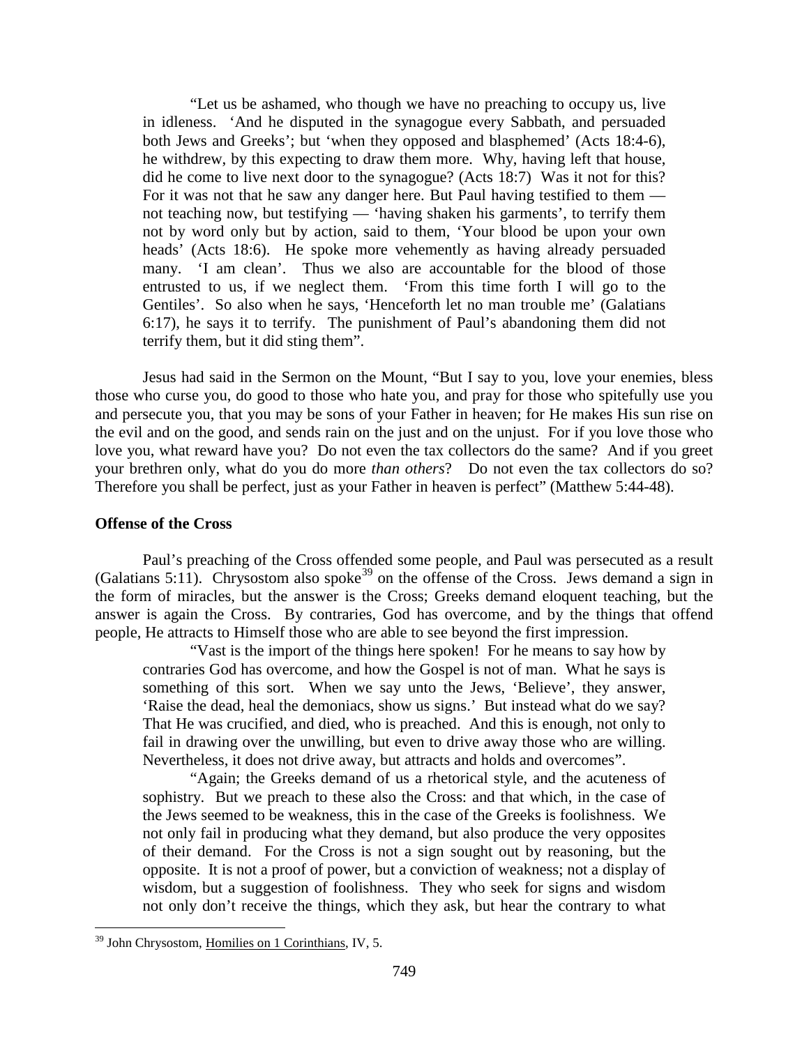> "Let us be ashamed, who though we have no preaching to occupy us, live in idleness. 'And he disputed in the synagogue every Sabbath, and persuaded both Jews and Greeks'; but 'when they opposed and blasphemed' (Acts 18:4-6), he withdrew, by this expecting to draw them more. Why, having left that house, did he come to live next door to the synagogue? (Acts 18:7) Was it not for this? For it was not that he saw any danger here. But Paul having testified to them — not teaching now, but testifying — 'having shaken his garments', to terrify them not by word only but by action, said to them, 'Your blood be upon your own heads' (Acts 18:6). He spoke more vehemently as having already persuaded many. 'I am clean'. Thus we also are accountable for the blood of those entrusted to us, if we neglect them. 'From this time forth I will go to the Gentiles'. So also when he says, 'Henceforth let no man trouble me' (Galatians 6:17), he says it to terrify. The punishment of Paul's abandoning them did not terrify them, but it did sting them".

Jesus had said in the Sermon on the Mount, "But I say to you, love your enemies, bless those who curse you, do good to those who hate you, and pray for those who spitefully use you and persecute you, that you may be sons of your Father in heaven; for He makes His sun rise on the evil and on the good, and sends rain on the just and on the unjust. For if you love those who love you, what reward have you? Do not even the tax collectors do the same? And if you greet your brethren only, what do you do more *than others*? Do not even the tax collectors do so? Therefore you shall be perfect, just as your Father in heaven is perfect" (Matthew 5:44-48).

**Offense of the Cross**

Paul's preaching of the Cross offended some people, and Paul was persecuted as a result (Galatians 5:11). Chrysostom also spoke[39] on the offense of the Cross. Jews demand a sign in the form of miracles, but the answer is the Cross; Greeks demand eloquent teaching, but the answer is again the Cross. By contraries, God has overcome, and by the things that offend people, He attracts to Himself those who are able to see beyond the first impression.

> "Vast is the import of the things here spoken! For he means to say how by contraries God has overcome, and how the Gospel is not of man. What he says is something of this sort. When we say unto the Jews, 'Believe', they answer, 'Raise the dead, heal the demoniacs, show us signs.' But instead what do we say? That He was crucified, and died, who is preached. And this is enough, not only to fail in drawing over the unwilling, but even to drive away those who are willing. Nevertheless, it does not drive away, but attracts and holds and overcomes".
>
> "Again; the Greeks demand of us a rhetorical style, and the acuteness of sophistry. But we preach to these also the Cross: and that which, in the case of the Jews seemed to be weakness, this in the case of the Greeks is foolishness. We not only fail in producing what they demand, but also produce the very opposites of their demand. For the Cross is not a sign sought out by reasoning, but the opposite. It is not a proof of power, but a conviction of weakness; not a display of wisdom, but a suggestion of foolishness. They who seek for signs and wisdom not only don't receive the things, which they ask, but hear the contrary to what

[39] John Chrysostom, Homilies on 1 Corinthians, IV, 5.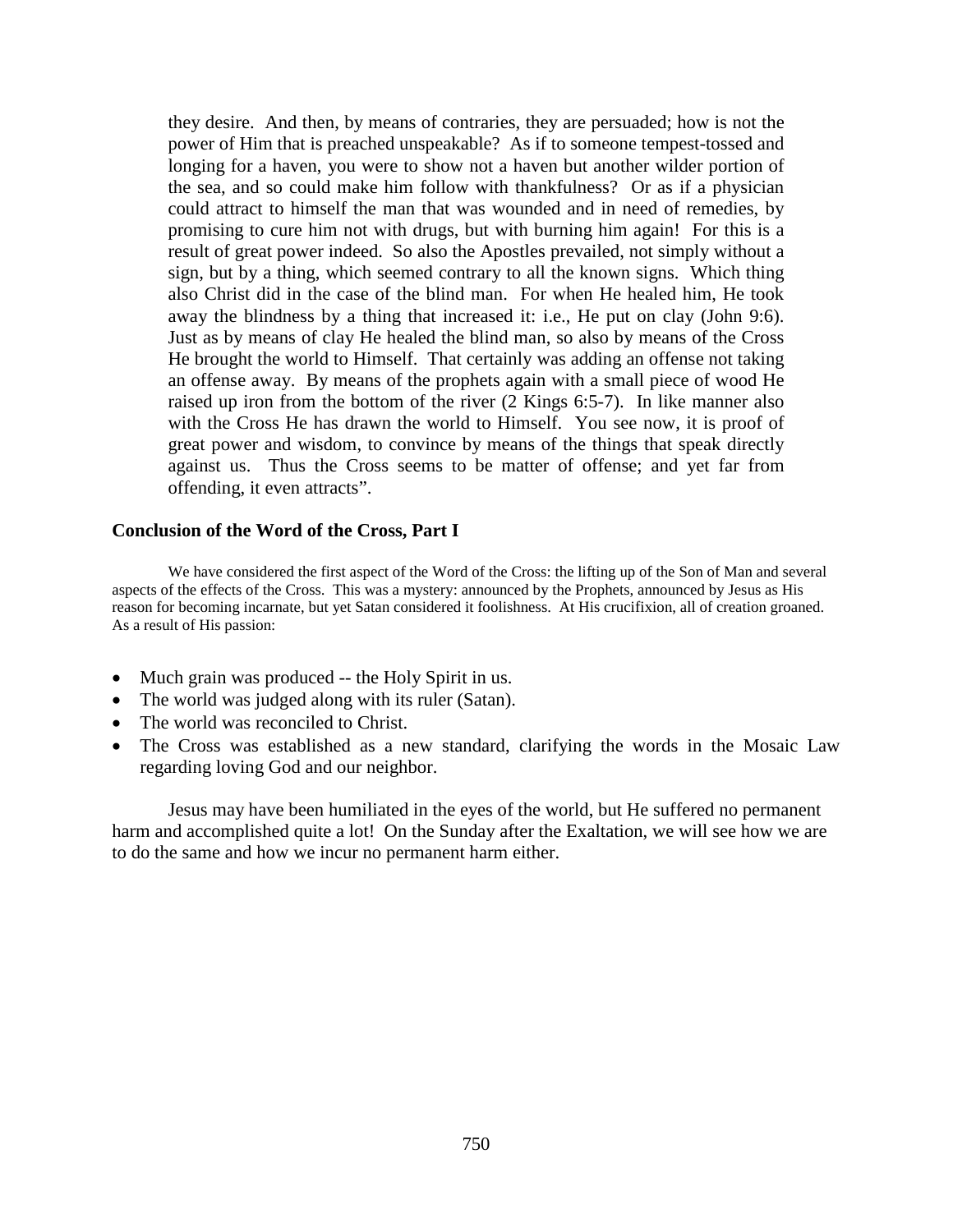they desire. And then, by means of contraries, they are persuaded; how is not the power of Him that is preached unspeakable? As if to someone tempest-tossed and longing for a haven, you were to show not a haven but another wilder portion of the sea, and so could make him follow with thankfulness? Or as if a physician could attract to himself the man that was wounded and in need of remedies, by promising to cure him not with drugs, but with burning him again! For this is a result of great power indeed. So also the Apostles prevailed, not simply without a sign, but by a thing, which seemed contrary to all the known signs. Which thing also Christ did in the case of the blind man. For when He healed him, He took away the blindness by a thing that increased it: i.e., He put on clay (John 9:6). Just as by means of clay He healed the blind man, so also by means of the Cross He brought the world to Himself. That certainly was adding an offense not taking an offense away. By means of the prophets again with a small piece of wood He raised up iron from the bottom of the river (2 Kings 6:5-7). In like manner also with the Cross He has drawn the world to Himself. You see now, it is proof of great power and wisdom, to convince by means of the things that speak directly against us. Thus the Cross seems to be matter of offense; and yet far from offending, it even attracts".

### Conclusion of the Word of the Cross, Part I

We have considered the first aspect of the Word of the Cross: the lifting up of the Son of Man and several aspects of the effects of the Cross. This was a mystery: announced by the Prophets, announced by Jesus as His reason for becoming incarnate, but yet Satan considered it foolishness. At His crucifixion, all of creation groaned. As a result of His passion:

- Much grain was produced -- the Holy Spirit in us.
- The world was judged along with its ruler (Satan).
- The world was reconciled to Christ.
- The Cross was established as a new standard, clarifying the words in the Mosaic Law regarding loving God and our neighbor.

Jesus may have been humiliated in the eyes of the world, but He suffered no permanent harm and accomplished quite a lot! On the Sunday after the Exaltation, we will see how we are to do the same and how we incur no permanent harm either.